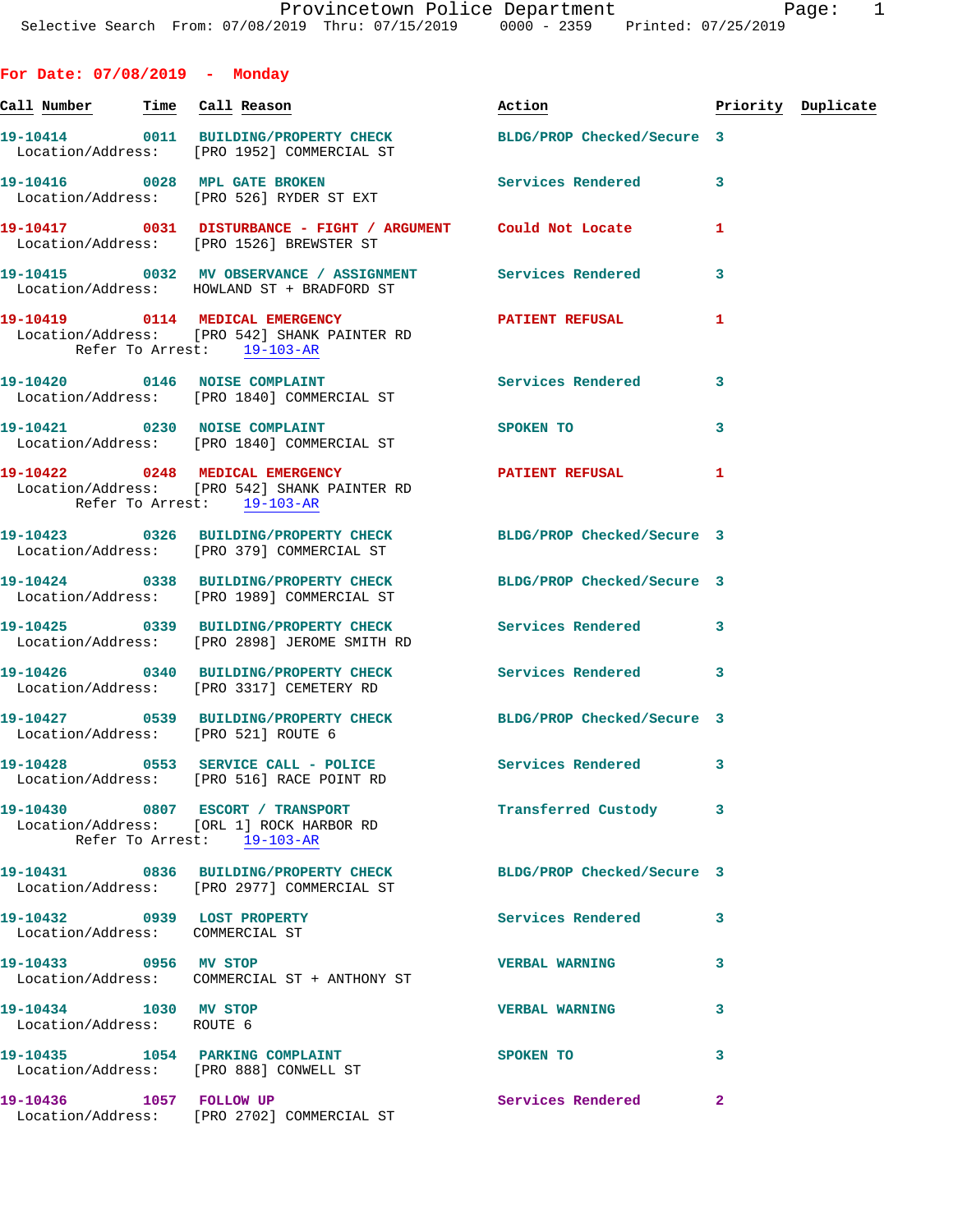Provincetown Police Department
Selective Search From: 07/08/2019 Thru: 07/15/2019 0000 - 2359 Printed: 07/25/2019

## For Date: 07/08/2019 - Monday

| Call Number | Time | Call Reason | Action | Priority | Duplicate |
|---|---|---|---|---|---|
| 19-10414 | 0011 | BUILDING/PROPERTY CHECK | BLDG/PROP Checked/Secure | 3 | |
| Location/Address: [PRO 1952] COMMERCIAL ST | | | | | |
| 19-10416 | 0028 | MPL GATE BROKEN | Services Rendered | 3 | |
| Location/Address: [PRO 526] RYDER ST EXT | | | | | |
| 19-10417 | 0031 | DISTURBANCE - FIGHT / ARGUMENT | Could Not Locate | 1 | |
| Location/Address: [PRO 1526] BREWSTER ST | | | | | |
| 19-10415 | 0032 | MV OBSERVANCE / ASSIGNMENT | Services Rendered | 3 | |
| Location/Address: HOWLAND ST + BRADFORD ST | | | | | |
| 19-10419 | 0114 | MEDICAL EMERGENCY | PATIENT REFUSAL | 1 | |
| Location/Address: [PRO 542] SHANK PAINTER RD; Refer To Arrest: 19-103-AR | | | | | |
| 19-10420 | 0146 | NOISE COMPLAINT | Services Rendered | 3 | |
| Location/Address: [PRO 1840] COMMERCIAL ST | | | | | |
| 19-10421 | 0230 | NOISE COMPLAINT | SPOKEN TO | 3 | |
| Location/Address: [PRO 1840] COMMERCIAL ST | | | | | |
| 19-10422 | 0248 | MEDICAL EMERGENCY | PATIENT REFUSAL | 1 | |
| Location/Address: [PRO 542] SHANK PAINTER RD; Refer To Arrest: 19-103-AR | | | | | |
| 19-10423 | 0326 | BUILDING/PROPERTY CHECK | BLDG/PROP Checked/Secure | 3 | |
| Location/Address: [PRO 379] COMMERCIAL ST | | | | | |
| 19-10424 | 0338 | BUILDING/PROPERTY CHECK | BLDG/PROP Checked/Secure | 3 | |
| Location/Address: [PRO 1989] COMMERCIAL ST | | | | | |
| 19-10425 | 0339 | BUILDING/PROPERTY CHECK | Services Rendered | 3 | |
| Location/Address: [PRO 2898] JEROME SMITH RD | | | | | |
| 19-10426 | 0340 | BUILDING/PROPERTY CHECK | Services Rendered | 3 | |
| Location/Address: [PRO 3317] CEMETERY RD | | | | | |
| 19-10427 | 0539 | BUILDING/PROPERTY CHECK | BLDG/PROP Checked/Secure | 3 | |
| Location/Address: [PRO 521] ROUTE 6 | | | | | |
| 19-10428 | 0553 | SERVICE CALL - POLICE | Services Rendered | 3 | |
| Location/Address: [PRO 516] RACE POINT RD | | | | | |
| 19-10430 | 0807 | ESCORT / TRANSPORT | Transferred Custody | 3 | |
| Location/Address: [ORL 1] ROCK HARBOR RD; Refer To Arrest: 19-103-AR | | | | | |
| 19-10431 | 0836 | BUILDING/PROPERTY CHECK | BLDG/PROP Checked/Secure | 3 | |
| Location/Address: [PRO 2977] COMMERCIAL ST | | | | | |
| 19-10432 | 0939 | LOST PROPERTY | Services Rendered | 3 | |
| Location/Address: COMMERCIAL ST | | | | | |
| 19-10433 | 0956 | MV STOP | VERBAL WARNING | 3 | |
| Location/Address: COMMERCIAL ST + ANTHONY ST | | | | | |
| 19-10434 | 1030 | MV STOP | VERBAL WARNING | 3 | |
| Location/Address: ROUTE 6 | | | | | |
| 19-10435 | 1054 | PARKING COMPLAINT | SPOKEN TO | 3 | |
| Location/Address: [PRO 888] CONWELL ST | | | | | |
| 19-10436 | 1057 | FOLLOW UP | Services Rendered | 2 | |
| Location/Address: [PRO 2702] COMMERCIAL ST | | | | | |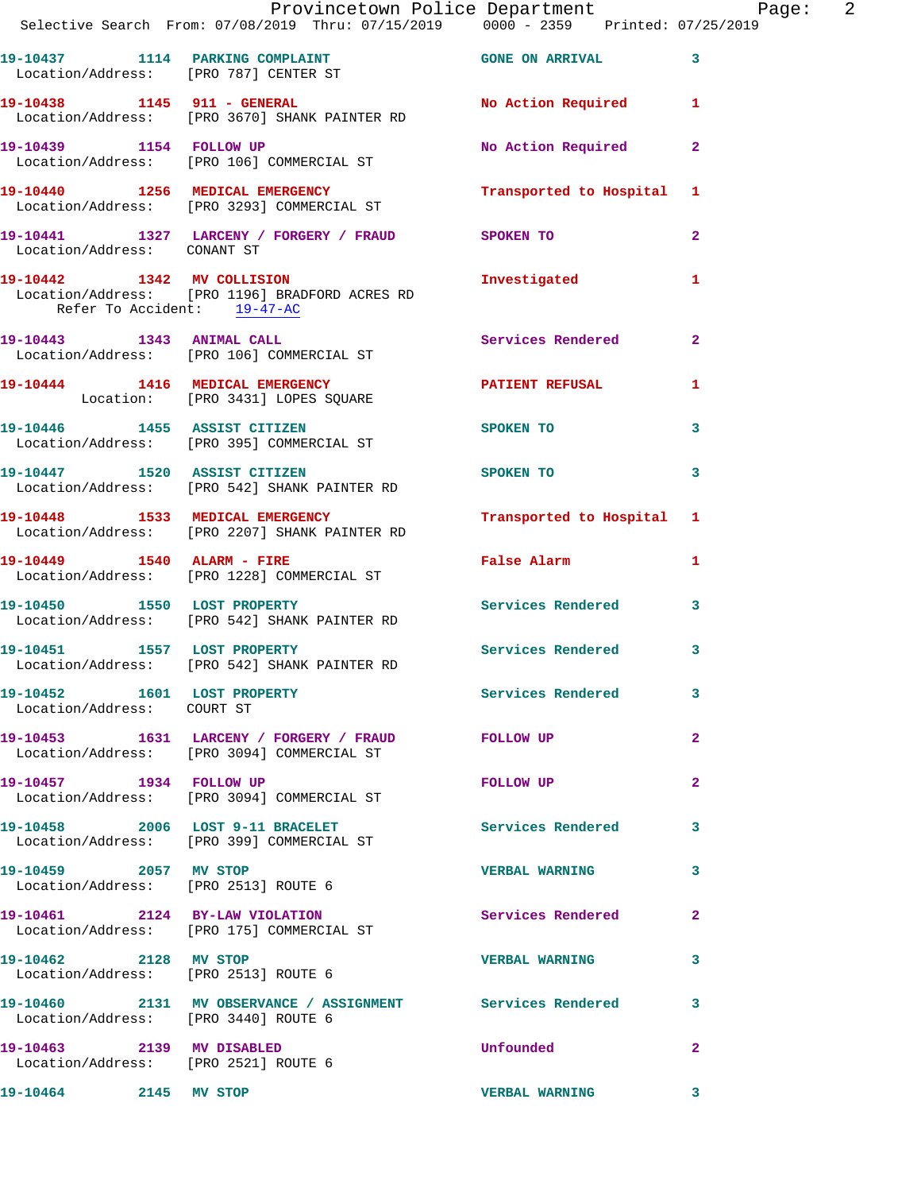| Call Number | Time | Call Reason | Action | Priority |
|---|---|---|---|---|
| 19-10437 | 1114 | PARKING COMPLAINT | GONE ON ARRIVAL | 3 |
| Location/Address: [PRO 787] CENTER ST | | | | |
| 19-10438 | 1145 | 911 - GENERAL | No Action Required | 1 |
| Location/Address: [PRO 3670] SHANK PAINTER RD | | | | |
| 19-10439 | 1154 | FOLLOW UP | No Action Required | 2 |
| Location/Address: [PRO 106] COMMERCIAL ST | | | | |
| 19-10440 | 1256 | MEDICAL EMERGENCY | Transported to Hospital | 1 |
| Location/Address: [PRO 3293] COMMERCIAL ST | | | | |
| 19-10441 | 1327 | LARCENY / FORGERY / FRAUD | SPOKEN TO | 2 |
| Location/Address: CONANT ST | | | | |
| 19-10442 | 1342 | MV COLLISION | Investigated | 1 |
| Location/Address: [PRO 1196] BRADFORD ACRES RD; Refer To Accident: 19-47-AC | | | | |
| 19-10443 | 1343 | ANIMAL CALL | Services Rendered | 2 |
| Location/Address: [PRO 106] COMMERCIAL ST | | | | |
| 19-10444 | 1416 | MEDICAL EMERGENCY | PATIENT REFUSAL | 1 |
| Location: [PRO 3431] LOPES SQUARE | | | | |
| 19-10446 | 1455 | ASSIST CITIZEN | SPOKEN TO | 3 |
| Location/Address: [PRO 395] COMMERCIAL ST | | | | |
| 19-10447 | 1520 | ASSIST CITIZEN | SPOKEN TO | 3 |
| Location/Address: [PRO 542] SHANK PAINTER RD | | | | |
| 19-10448 | 1533 | MEDICAL EMERGENCY | Transported to Hospital | 1 |
| Location/Address: [PRO 2207] SHANK PAINTER RD | | | | |
| 19-10449 | 1540 | ALARM - FIRE | False Alarm | 1 |
| Location/Address: [PRO 1228] COMMERCIAL ST | | | | |
| 19-10450 | 1550 | LOST PROPERTY | Services Rendered | 3 |
| Location/Address: [PRO 542] SHANK PAINTER RD | | | | |
| 19-10451 | 1557 | LOST PROPERTY | Services Rendered | 3 |
| Location/Address: [PRO 542] SHANK PAINTER RD | | | | |
| 19-10452 | 1601 | LOST PROPERTY | Services Rendered | 3 |
| Location/Address: COURT ST | | | | |
| 19-10453 | 1631 | LARCENY / FORGERY / FRAUD | FOLLOW UP | 2 |
| Location/Address: [PRO 3094] COMMERCIAL ST | | | | |
| 19-10457 | 1934 | FOLLOW UP | FOLLOW UP | 2 |
| Location/Address: [PRO 3094] COMMERCIAL ST | | | | |
| 19-10458 | 2006 | LOST 9-11 BRACELET | Services Rendered | 3 |
| Location/Address: [PRO 399] COMMERCIAL ST | | | | |
| 19-10459 | 2057 | MV STOP | VERBAL WARNING | 3 |
| Location/Address: [PRO 2513] ROUTE 6 | | | | |
| 19-10461 | 2124 | BY-LAW VIOLATION | Services Rendered | 2 |
| Location/Address: [PRO 175] COMMERCIAL ST | | | | |
| 19-10462 | 2128 | MV STOP | VERBAL WARNING | 3 |
| Location/Address: [PRO 2513] ROUTE 6 | | | | |
| 19-10460 | 2131 | MV OBSERVANCE / ASSIGNMENT | Services Rendered | 3 |
| Location/Address: [PRO 3440] ROUTE 6 | | | | |
| 19-10463 | 2139 | MV DISABLED | Unfounded | 2 |
| Location/Address: [PRO 2521] ROUTE 6 | | | | |
| 19-10464 | 2145 | MV STOP | VERBAL WARNING | 3 |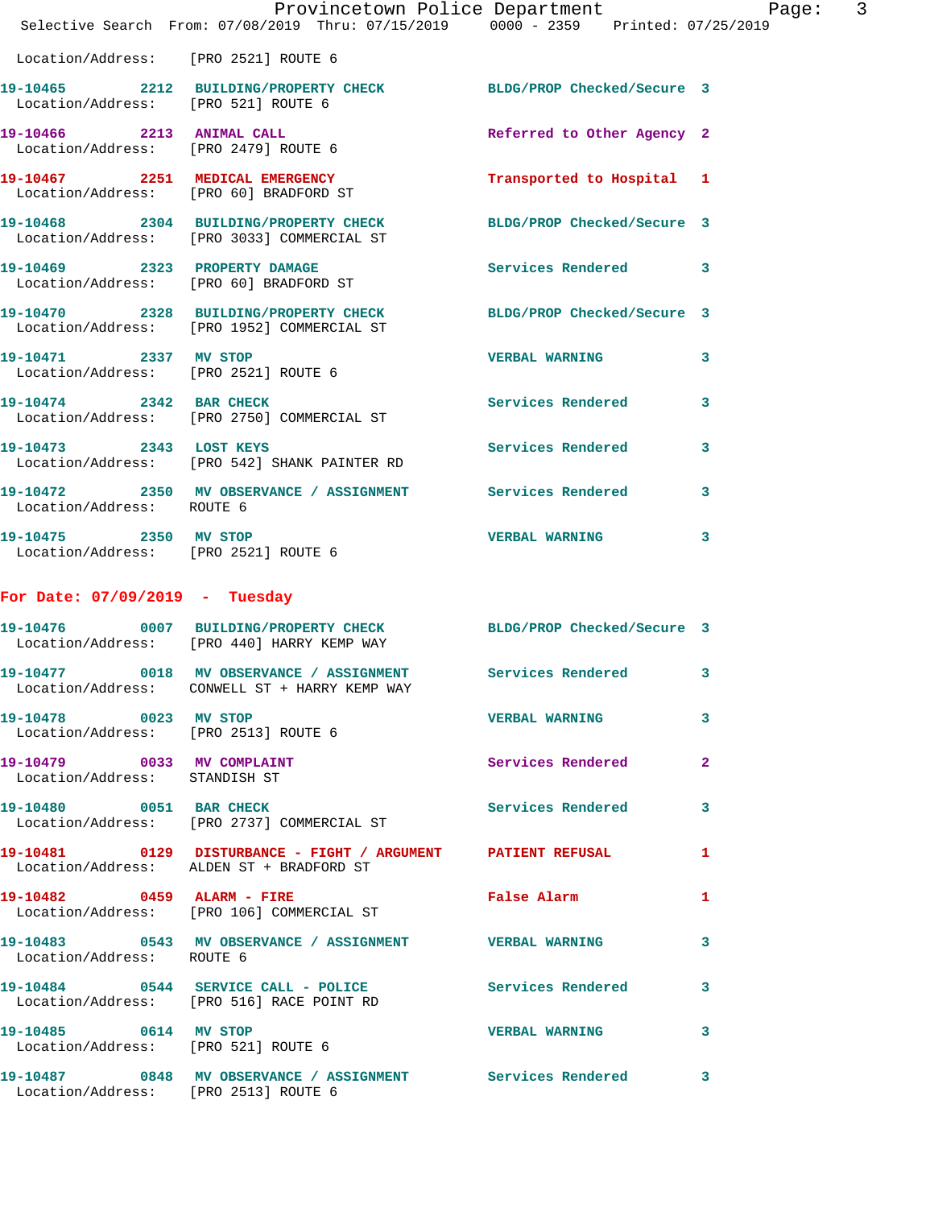Location/Address: [PRO 2521] ROUTE 6

| Call Number | Time | Call Type | Disposition | Priority |
|---|---|---|---|---|
| 19-10465 | 2212 | BUILDING/PROPERTY CHECK | BLDG/PROP Checked/Secure | 3 |
| Location/Address: | [PRO 521] ROUTE 6 | | | |
| 19-10466 | 2213 | ANIMAL CALL | Referred to Other Agency | 2 |
| Location/Address: | [PRO 2479] ROUTE 6 | | | |
| 19-10467 | 2251 | MEDICAL EMERGENCY | Transported to Hospital | 1 |
| Location/Address: | [PRO 60] BRADFORD ST | | | |
| 19-10468 | 2304 | BUILDING/PROPERTY CHECK | BLDG/PROP Checked/Secure | 3 |
| Location/Address: | [PRO 3033] COMMERCIAL ST | | | |
| 19-10469 | 2323 | PROPERTY DAMAGE | Services Rendered | 3 |
| Location/Address: | [PRO 60] BRADFORD ST | | | |
| 19-10470 | 2328 | BUILDING/PROPERTY CHECK | BLDG/PROP Checked/Secure | 3 |
| Location/Address: | [PRO 1952] COMMERCIAL ST | | | |
| 19-10471 | 2337 | MV STOP | VERBAL WARNING | 3 |
| Location/Address: | [PRO 2521] ROUTE 6 | | | |
| 19-10474 | 2342 | BAR CHECK | Services Rendered | 3 |
| Location/Address: | [PRO 2750] COMMERCIAL ST | | | |
| 19-10473 | 2343 | LOST KEYS | Services Rendered | 3 |
| Location/Address: | [PRO 542] SHANK PAINTER RD | | | |
| 19-10472 | 2350 | MV OBSERVANCE / ASSIGNMENT | Services Rendered | 3 |
| Location/Address: | ROUTE 6 | | | |
| 19-10475 | 2350 | MV STOP | VERBAL WARNING | 3 |
| Location/Address: | [PRO 2521] ROUTE 6 | | | |

## For Date: 07/09/2019 - Tuesday

| Call Number | Time | Call Type | Disposition | Priority |
|---|---|---|---|---|
| 19-10476 | 0007 | BUILDING/PROPERTY CHECK | BLDG/PROP Checked/Secure | 3 |
| Location/Address: | [PRO 440] HARRY KEMP WAY | | | |
| 19-10477 | 0018 | MV OBSERVANCE / ASSIGNMENT | Services Rendered | 3 |
| Location/Address: | CONWELL ST + HARRY KEMP WAY | | | |
| 19-10478 | 0023 | MV STOP | VERBAL WARNING | 3 |
| Location/Address: | [PRO 2513] ROUTE 6 | | | |
| 19-10479 | 0033 | MV COMPLAINT | Services Rendered | 2 |
| Location/Address: | STANDISH ST | | | |
| 19-10480 | 0051 | BAR CHECK | Services Rendered | 3 |
| Location/Address: | [PRO 2737] COMMERCIAL ST | | | |
| 19-10481 | 0129 | DISTURBANCE - FIGHT / ARGUMENT | PATIENT REFUSAL | 1 |
| Location/Address: | ALDEN ST + BRADFORD ST | | | |
| 19-10482 | 0459 | ALARM - FIRE | False Alarm | 1 |
| Location/Address: | [PRO 106] COMMERCIAL ST | | | |
| 19-10483 | 0543 | MV OBSERVANCE / ASSIGNMENT | VERBAL WARNING | 3 |
| Location/Address: | ROUTE 6 | | | |
| 19-10484 | 0544 | SERVICE CALL - POLICE | Services Rendered | 3 |
| Location/Address: | [PRO 516] RACE POINT RD | | | |
| 19-10485 | 0614 | MV STOP | VERBAL WARNING | 3 |
| Location/Address: | [PRO 521] ROUTE 6 | | | |
| 19-10487 | 0848 | MV OBSERVANCE / ASSIGNMENT | Services Rendered | 3 |
| Location/Address: | [PRO 2513] ROUTE 6 | | | |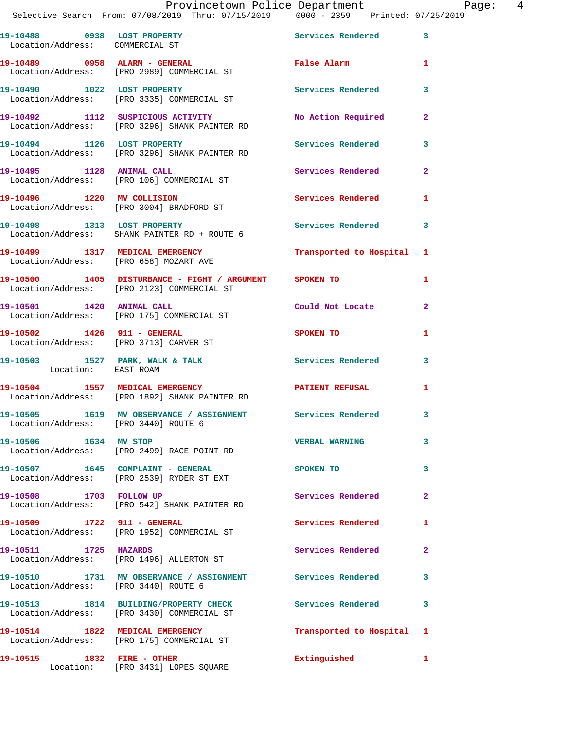| Call Number | Time | Call Reason | Action | Priority |
|---|---|---|---|---|
| 19-10488 | 0938 | LOST PROPERTY | Services Rendered | 3 |
| Location/Address: COMMERCIAL ST | | | | |
| 19-10489 | 0958 | ALARM - GENERAL | False Alarm | 1 |
| Location/Address: [PRO 2989] COMMERCIAL ST | | | | |
| 19-10490 | 1022 | LOST PROPERTY | Services Rendered | 3 |
| Location/Address: [PRO 3335] COMMERCIAL ST | | | | |
| 19-10492 | 1112 | SUSPICIOUS ACTIVITY | No Action Required | 2 |
| Location/Address: [PRO 3296] SHANK PAINTER RD | | | | |
| 19-10494 | 1126 | LOST PROPERTY | Services Rendered | 3 |
| Location/Address: [PRO 3296] SHANK PAINTER RD | | | | |
| 19-10495 | 1128 | ANIMAL CALL | Services Rendered | 2 |
| Location/Address: [PRO 106] COMMERCIAL ST | | | | |
| 19-10496 | 1220 | MV COLLISION | Services Rendered | 1 |
| Location/Address: [PRO 3004] BRADFORD ST | | | | |
| 19-10498 | 1313 | LOST PROPERTY | Services Rendered | 3 |
| Location/Address: SHANK PAINTER RD + ROUTE 6 | | | | |
| 19-10499 | 1317 | MEDICAL EMERGENCY | Transported to Hospital | 1 |
| Location/Address: [PRO 658] MOZART AVE | | | | |
| 19-10500 | 1405 | DISTURBANCE - FIGHT / ARGUMENT | SPOKEN TO | 1 |
| Location/Address: [PRO 2123] COMMERCIAL ST | | | | |
| 19-10501 | 1420 | ANIMAL CALL | Could Not Locate | 2 |
| Location/Address: [PRO 175] COMMERCIAL ST | | | | |
| 19-10502 | 1426 | 911 - GENERAL | SPOKEN TO | 1 |
| Location/Address: [PRO 3713] CARVER ST | | | | |
| 19-10503 | 1527 | PARK, WALK & TALK | Services Rendered | 3 |
| Location: EAST ROAM | | | | |
| 19-10504 | 1557 | MEDICAL EMERGENCY | PATIENT REFUSAL | 1 |
| Location/Address: [PRO 1892] SHANK PAINTER RD | | | | |
| 19-10505 | 1619 | MV OBSERVANCE / ASSIGNMENT | Services Rendered | 3 |
| Location/Address: [PRO 3440] ROUTE 6 | | | | |
| 19-10506 | 1634 | MV STOP | VERBAL WARNING | 3 |
| Location/Address: [PRO 2499] RACE POINT RD | | | | |
| 19-10507 | 1645 | COMPLAINT - GENERAL | SPOKEN TO | 3 |
| Location/Address: [PRO 2539] RYDER ST EXT | | | | |
| 19-10508 | 1703 | FOLLOW UP | Services Rendered | 2 |
| Location/Address: [PRO 542] SHANK PAINTER RD | | | | |
| 19-10509 | 1722 | 911 - GENERAL | Services Rendered | 1 |
| Location/Address: [PRO 1952] COMMERCIAL ST | | | | |
| 19-10511 | 1725 | HAZARDS | Services Rendered | 2 |
| Location/Address: [PRO 1496] ALLERTON ST | | | | |
| 19-10510 | 1731 | MV OBSERVANCE / ASSIGNMENT | Services Rendered | 3 |
| Location/Address: [PRO 3440] ROUTE 6 | | | | |
| 19-10513 | 1814 | BUILDING/PROPERTY CHECK | Services Rendered | 3 |
| Location/Address: [PRO 3430] COMMERCIAL ST | | | | |
| 19-10514 | 1822 | MEDICAL EMERGENCY | Transported to Hospital | 1 |
| Location/Address: [PRO 175] COMMERCIAL ST | | | | |
| 19-10515 | 1832 | FIRE - OTHER | Extinguished | 1 |
| Location: [PRO 3431] LOPES SQUARE | | | | |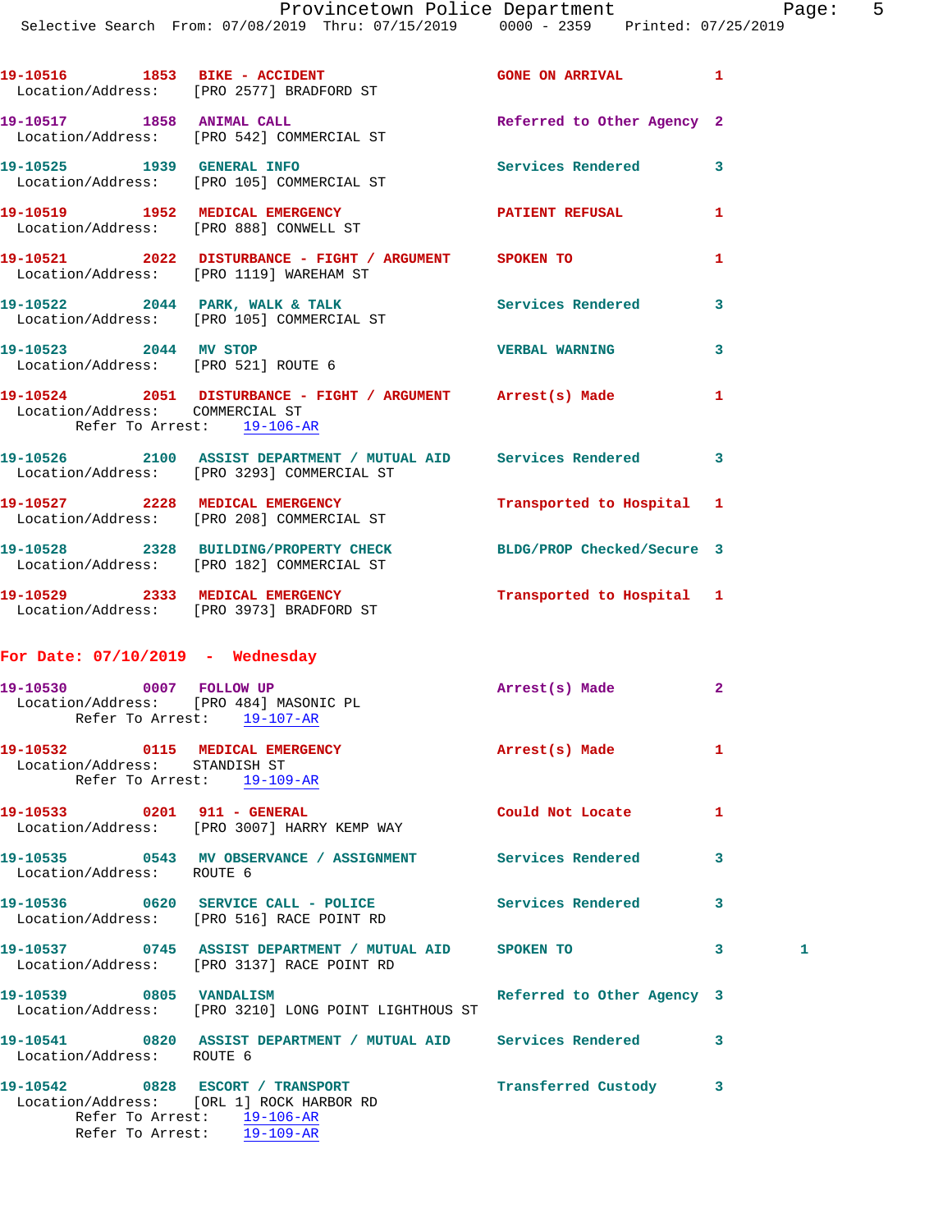19-10516 1853 BIKE - ACCIDENT GONE ON ARRIVAL 1
Location/Address: [PRO 2577] BRADFORD ST

19-10517 1858 ANIMAL CALL Referred to Other Agency 2
Location/Address: [PRO 542] COMMERCIAL ST

19-10525 1939 GENERAL INFO Services Rendered 3
Location/Address: [PRO 105] COMMERCIAL ST

19-10519 1952 MEDICAL EMERGENCY PATIENT REFUSAL 1
Location/Address: [PRO 888] CONWELL ST

19-10521 2022 DISTURBANCE - FIGHT / ARGUMENT SPOKEN TO 1
Location/Address: [PRO 1119] WAREHAM ST

19-10522 2044 PARK, WALK & TALK Services Rendered 3
Location/Address: [PRO 105] COMMERCIAL ST

19-10523 2044 MV STOP VERBAL WARNING 3
Location/Address: [PRO 521] ROUTE 6

19-10524 2051 DISTURBANCE - FIGHT / ARGUMENT Arrest(s) Made 1
Location/Address: COMMERCIAL ST
Refer To Arrest: 19-106-AR

19-10526 2100 ASSIST DEPARTMENT / MUTUAL AID Services Rendered 3
Location/Address: [PRO 3293] COMMERCIAL ST

19-10527 2228 MEDICAL EMERGENCY Transported to Hospital 1
Location/Address: [PRO 208] COMMERCIAL ST

19-10528 2328 BUILDING/PROPERTY CHECK BLDG/PROP Checked/Secure 3
Location/Address: [PRO 182] COMMERCIAL ST

19-10529 2333 MEDICAL EMERGENCY Transported to Hospital 1
Location/Address: [PRO 3973] BRADFORD ST

## For Date: 07/10/2019 - Wednesday

19-10530 0007 FOLLOW UP Arrest(s) Made 2
Location/Address: [PRO 484] MASONIC PL
Refer To Arrest: 19-107-AR

19-10532 0115 MEDICAL EMERGENCY Arrest(s) Made 1
Location/Address: STANDISH ST
Refer To Arrest: 19-109-AR

19-10533 0201 911 - GENERAL Could Not Locate 1
Location/Address: [PRO 3007] HARRY KEMP WAY

19-10535 0543 MV OBSERVANCE / ASSIGNMENT Services Rendered 3
Location/Address: ROUTE 6

19-10536 0620 SERVICE CALL - POLICE Services Rendered 3
Location/Address: [PRO 516] RACE POINT RD

19-10537 0745 ASSIST DEPARTMENT / MUTUAL AID SPOKEN TO 3 1
Location/Address: [PRO 3137] RACE POINT RD

19-10539 0805 VANDALISM Referred to Other Agency 3
Location/Address: [PRO 3210] LONG POINT LIGHTHOUS ST

19-10541 0820 ASSIST DEPARTMENT / MUTUAL AID Services Rendered 3
Location/Address: ROUTE 6

19-10542 0828 ESCORT / TRANSPORT Transferred Custody 3
Location/Address: [ORL 1] ROCK HARBOR RD
Refer To Arrest: 19-106-AR
Refer To Arrest: 19-109-AR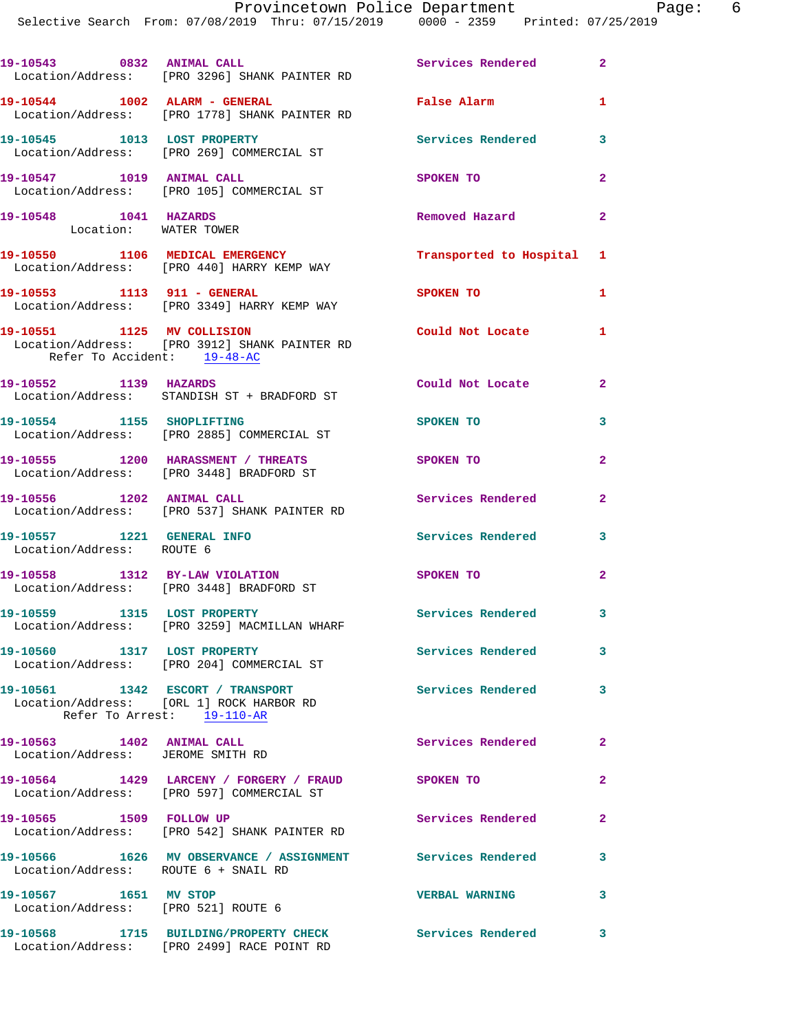19-10543 0832 ANIMAL CALL Services Rendered 2
Location/Address: [PRO 3296] SHANK PAINTER RD

19-10544 1002 ALARM - GENERAL False Alarm 1
Location/Address: [PRO 1778] SHANK PAINTER RD

19-10545 1013 LOST PROPERTY Services Rendered 3
Location/Address: [PRO 269] COMMERCIAL ST

19-10547 1019 ANIMAL CALL SPOKEN TO 2
Location/Address: [PRO 105] COMMERCIAL ST

19-10548 1041 HAZARDS Removed Hazard 2
Location: WATER TOWER

19-10550 1106 MEDICAL EMERGENCY Transported to Hospital 1
Location/Address: [PRO 440] HARRY KEMP WAY

19-10553 1113 911 - GENERAL SPOKEN TO 1
Location/Address: [PRO 3349] HARRY KEMP WAY

19-10551 1125 MV COLLISION Could Not Locate 1
Location/Address: [PRO 3912] SHANK PAINTER RD
Refer To Accident: 19-48-AC

19-10552 1139 HAZARDS Could Not Locate 2
Location/Address: STANDISH ST + BRADFORD ST

19-10554 1155 SHOPLIFTING SPOKEN TO 3
Location/Address: [PRO 2885] COMMERCIAL ST

19-10555 1200 HARASSMENT / THREATS SPOKEN TO 2
Location/Address: [PRO 3448] BRADFORD ST

19-10556 1202 ANIMAL CALL Services Rendered 2
Location/Address: [PRO 537] SHANK PAINTER RD

19-10557 1221 GENERAL INFO Services Rendered 3
Location/Address: ROUTE 6

19-10558 1312 BY-LAW VIOLATION SPOKEN TO 2
Location/Address: [PRO 3448] BRADFORD ST

19-10559 1315 LOST PROPERTY Services Rendered 3
Location/Address: [PRO 3259] MACMILLAN WHARF

19-10560 1317 LOST PROPERTY Services Rendered 3
Location/Address: [PRO 204] COMMERCIAL ST

19-10561 1342 ESCORT / TRANSPORT Services Rendered 3
Location/Address: [ORL 1] ROCK HARBOR RD
Refer To Arrest: 19-110-AR

19-10563 1402 ANIMAL CALL Services Rendered 2
Location/Address: JEROME SMITH RD

19-10564 1429 LARCENY / FORGERY / FRAUD SPOKEN TO 2
Location/Address: [PRO 597] COMMERCIAL ST

19-10565 1509 FOLLOW UP Services Rendered 2
Location/Address: [PRO 542] SHANK PAINTER RD

19-10566 1626 MV OBSERVANCE / ASSIGNMENT Services Rendered 3
Location/Address: ROUTE 6 + SNAIL RD

19-10567 1651 MV STOP VERBAL WARNING 3
Location/Address: [PRO 521] ROUTE 6

19-10568 1715 BUILDING/PROPERTY CHECK Services Rendered 3
Location/Address: [PRO 2499] RACE POINT RD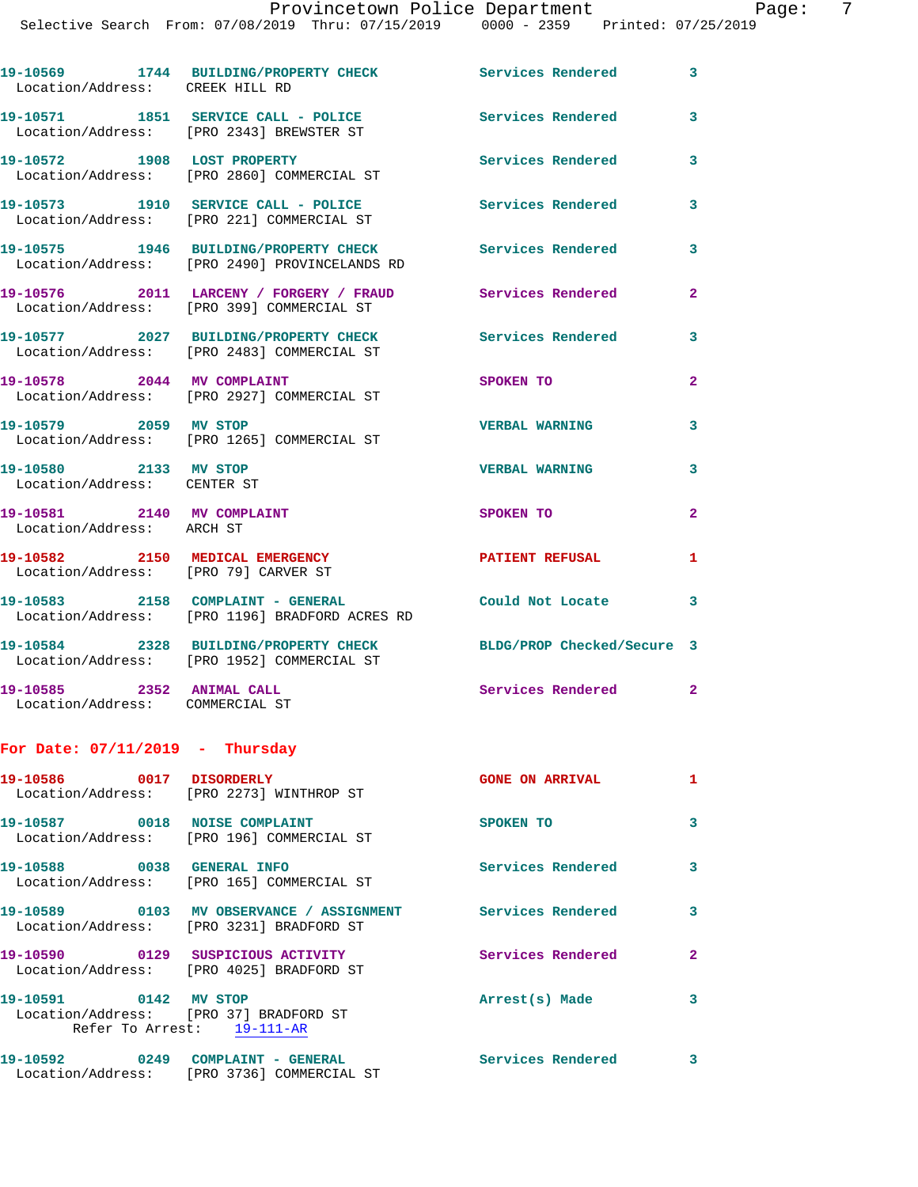19-10569 1744 BUILDING/PROPERTY CHECK Services Rendered 3
Location/Address: CREEK HILL RD

19-10571 1851 SERVICE CALL - POLICE Services Rendered 3
Location/Address: [PRO 2343] BREWSTER ST

19-10572 1908 LOST PROPERTY Services Rendered 3
Location/Address: [PRO 2860] COMMERCIAL ST

19-10573 1910 SERVICE CALL - POLICE Services Rendered 3
Location/Address: [PRO 221] COMMERCIAL ST

19-10575 1946 BUILDING/PROPERTY CHECK Services Rendered 3
Location/Address: [PRO 2490] PROVINCELANDS RD

19-10576 2011 LARCENY / FORGERY / FRAUD Services Rendered 2
Location/Address: [PRO 399] COMMERCIAL ST

19-10577 2027 BUILDING/PROPERTY CHECK Services Rendered 3
Location/Address: [PRO 2483] COMMERCIAL ST

19-10578 2044 MV COMPLAINT SPOKEN TO 2
Location/Address: [PRO 2927] COMMERCIAL ST

19-10579 2059 MV STOP VERBAL WARNING 3
Location/Address: [PRO 1265] COMMERCIAL ST

19-10580 2133 MV STOP VERBAL WARNING 3
Location/Address: CENTER ST

19-10581 2140 MV COMPLAINT SPOKEN TO 2
Location/Address: ARCH ST

19-10582 2150 MEDICAL EMERGENCY PATIENT REFUSAL 1
Location/Address: [PRO 79] CARVER ST

19-10583 2158 COMPLAINT - GENERAL Could Not Locate 3
Location/Address: [PRO 1196] BRADFORD ACRES RD

19-10584 2328 BUILDING/PROPERTY CHECK BLDG/PROP Checked/Secure 3
Location/Address: [PRO 1952] COMMERCIAL ST

19-10585 2352 ANIMAL CALL Services Rendered 2
Location/Address: COMMERCIAL ST

## For Date: 07/11/2019 - Thursday

19-10586 0017 DISORDERLY GONE ON ARRIVAL 1
Location/Address: [PRO 2273] WINTHROP ST

19-10587 0018 NOISE COMPLAINT SPOKEN TO 3
Location/Address: [PRO 196] COMMERCIAL ST

19-10588 0038 GENERAL INFO Services Rendered 3
Location/Address: [PRO 165] COMMERCIAL ST

19-10589 0103 MV OBSERVANCE / ASSIGNMENT Services Rendered 3
Location/Address: [PRO 3231] BRADFORD ST

19-10590 0129 SUSPICIOUS ACTIVITY Services Rendered 2
Location/Address: [PRO 4025] BRADFORD ST

19-10591 0142 MV STOP Arrest(s) Made 3
Location/Address: [PRO 37] BRADFORD ST
Refer To Arrest: 19-111-AR

19-10592 0249 COMPLAINT - GENERAL Services Rendered 3
Location/Address: [PRO 3736] COMMERCIAL ST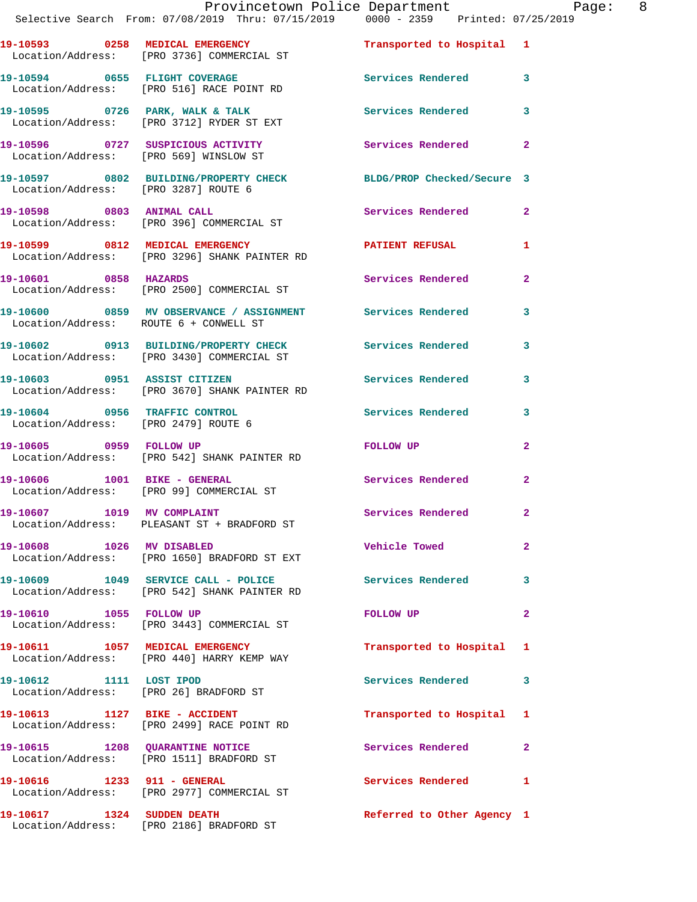| Call Number | Time | Call Reason | Action | Priority |
|---|---|---|---|---|
| 19-10593 | 0258 | MEDICAL EMERGENCY | Transported to Hospital | 1 |
| Location/Address: [PRO 3736] COMMERCIAL ST | | | | |
| 19-10594 | 0655 | FLIGHT COVERAGE | Services Rendered | 3 |
| Location/Address: [PRO 516] RACE POINT RD | | | | |
| 19-10595 | 0726 | PARK, WALK & TALK | Services Rendered | 3 |
| Location/Address: [PRO 3712] RYDER ST EXT | | | | |
| 19-10596 | 0727 | SUSPICIOUS ACTIVITY | Services Rendered | 2 |
| Location/Address: [PRO 569] WINSLOW ST | | | | |
| 19-10597 | 0802 | BUILDING/PROPERTY CHECK | BLDG/PROP Checked/Secure | 3 |
| Location/Address: [PRO 3287] ROUTE 6 | | | | |
| 19-10598 | 0803 | ANIMAL CALL | Services Rendered | 2 |
| Location/Address: [PRO 396] COMMERCIAL ST | | | | |
| 19-10599 | 0812 | MEDICAL EMERGENCY | PATIENT REFUSAL | 1 |
| Location/Address: [PRO 3296] SHANK PAINTER RD | | | | |
| 19-10601 | 0858 | HAZARDS | Services Rendered | 2 |
| Location/Address: [PRO 2500] COMMERCIAL ST | | | | |
| 19-10600 | 0859 | MV OBSERVANCE / ASSIGNMENT | Services Rendered | 3 |
| Location/Address: ROUTE 6 + CONWELL ST | | | | |
| 19-10602 | 0913 | BUILDING/PROPERTY CHECK | Services Rendered | 3 |
| Location/Address: [PRO 3430] COMMERCIAL ST | | | | |
| 19-10603 | 0951 | ASSIST CITIZEN | Services Rendered | 3 |
| Location/Address: [PRO 3670] SHANK PAINTER RD | | | | |
| 19-10604 | 0956 | TRAFFIC CONTROL | Services Rendered | 3 |
| Location/Address: [PRO 2479] ROUTE 6 | | | | |
| 19-10605 | 0959 | FOLLOW UP | FOLLOW UP | 2 |
| Location/Address: [PRO 542] SHANK PAINTER RD | | | | |
| 19-10606 | 1001 | BIKE - GENERAL | Services Rendered | 2 |
| Location/Address: [PRO 99] COMMERCIAL ST | | | | |
| 19-10607 | 1019 | MV COMPLAINT | Services Rendered | 2 |
| Location/Address: PLEASANT ST + BRADFORD ST | | | | |
| 19-10608 | 1026 | MV DISABLED | Vehicle Towed | 2 |
| Location/Address: [PRO 1650] BRADFORD ST EXT | | | | |
| 19-10609 | 1049 | SERVICE CALL - POLICE | Services Rendered | 3 |
| Location/Address: [PRO 542] SHANK PAINTER RD | | | | |
| 19-10610 | 1055 | FOLLOW UP | FOLLOW UP | 2 |
| Location/Address: [PRO 3443] COMMERCIAL ST | | | | |
| 19-10611 | 1057 | MEDICAL EMERGENCY | Transported to Hospital | 1 |
| Location/Address: [PRO 440] HARRY KEMP WAY | | | | |
| 19-10612 | 1111 | LOST IPOD | Services Rendered | 3 |
| Location/Address: [PRO 26] BRADFORD ST | | | | |
| 19-10613 | 1127 | BIKE - ACCIDENT | Transported to Hospital | 1 |
| Location/Address: [PRO 2499] RACE POINT RD | | | | |
| 19-10615 | 1208 | QUARANTINE NOTICE | Services Rendered | 2 |
| Location/Address: [PRO 1511] BRADFORD ST | | | | |
| 19-10616 | 1233 | 911 - GENERAL | Services Rendered | 1 |
| Location/Address: [PRO 2977] COMMERCIAL ST | | | | |
| 19-10617 | 1324 | SUDDEN DEATH | Referred to Other Agency | 1 |
| Location/Address: [PRO 2186] BRADFORD ST | | | | |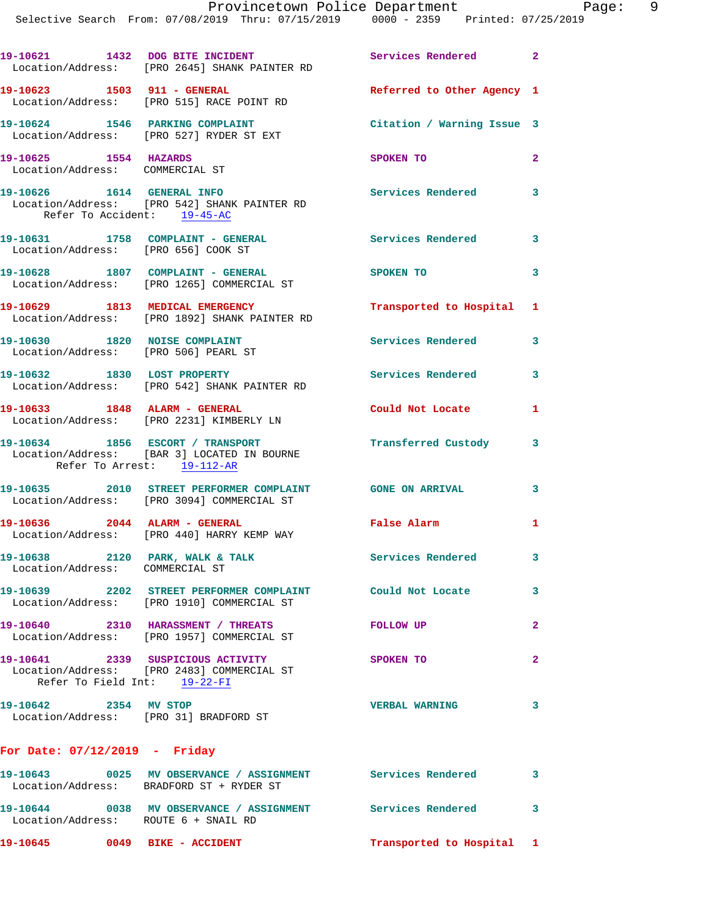19-10621 1432 DOG BITE INCIDENT Services Rendered 2
Location/Address: [PRO 2645] SHANK PAINTER RD

19-10623 1503 911 - GENERAL Referred to Other Agency 1
Location/Address: [PRO 515] RACE POINT RD

19-10624 1546 PARKING COMPLAINT Citation / Warning Issue 3
Location/Address: [PRO 527] RYDER ST EXT

19-10625 1554 HAZARDS SPOKEN TO 2
Location/Address: COMMERCIAL ST

19-10626 1614 GENERAL INFO Services Rendered 3
Location/Address: [PRO 542] SHANK PAINTER RD
Refer To Accident: 19-45-AC

19-10631 1758 COMPLAINT - GENERAL Services Rendered 3
Location/Address: [PRO 656] COOK ST

19-10628 1807 COMPLAINT - GENERAL SPOKEN TO 3
Location/Address: [PRO 1265] COMMERCIAL ST

19-10629 1813 MEDICAL EMERGENCY Transported to Hospital 1
Location/Address: [PRO 1892] SHANK PAINTER RD

19-10630 1820 NOISE COMPLAINT Services Rendered 3
Location/Address: [PRO 506] PEARL ST

19-10632 1830 LOST PROPERTY Services Rendered 3
Location/Address: [PRO 542] SHANK PAINTER RD

19-10633 1848 ALARM - GENERAL Could Not Locate 1
Location/Address: [PRO 2231] KIMBERLY LN

19-10634 1856 ESCORT / TRANSPORT Transferred Custody 3
Location/Address: [BAR 3] LOCATED IN BOURNE
Refer To Arrest: 19-112-AR

19-10635 2010 STREET PERFORMER COMPLAINT GONE ON ARRIVAL 3
Location/Address: [PRO 3094] COMMERCIAL ST

19-10636 2044 ALARM - GENERAL False Alarm 1
Location/Address: [PRO 440] HARRY KEMP WAY

19-10638 2120 PARK, WALK & TALK Services Rendered 3
Location/Address: COMMERCIAL ST

19-10639 2202 STREET PERFORMER COMPLAINT Could Not Locate 3
Location/Address: [PRO 1910] COMMERCIAL ST

19-10640 2310 HARASSMENT / THREATS FOLLOW UP 2
Location/Address: [PRO 1957] COMMERCIAL ST

19-10641 2339 SUSPICIOUS ACTIVITY SPOKEN TO 2
Location/Address: [PRO 2483] COMMERCIAL ST
Refer To Field Int: 19-22-FI

19-10642 2354 MV STOP VERBAL WARNING 3
Location/Address: [PRO 31] BRADFORD ST

## For Date: 07/12/2019 - Friday

19-10643 0025 MV OBSERVANCE / ASSIGNMENT Services Rendered 3
Location/Address: BRADFORD ST + RYDER ST

19-10644 0038 MV OBSERVANCE / ASSIGNMENT Services Rendered 3
Location/Address: ROUTE 6 + SNAIL RD

19-10645 0049 BIKE - ACCIDENT Transported to Hospital 1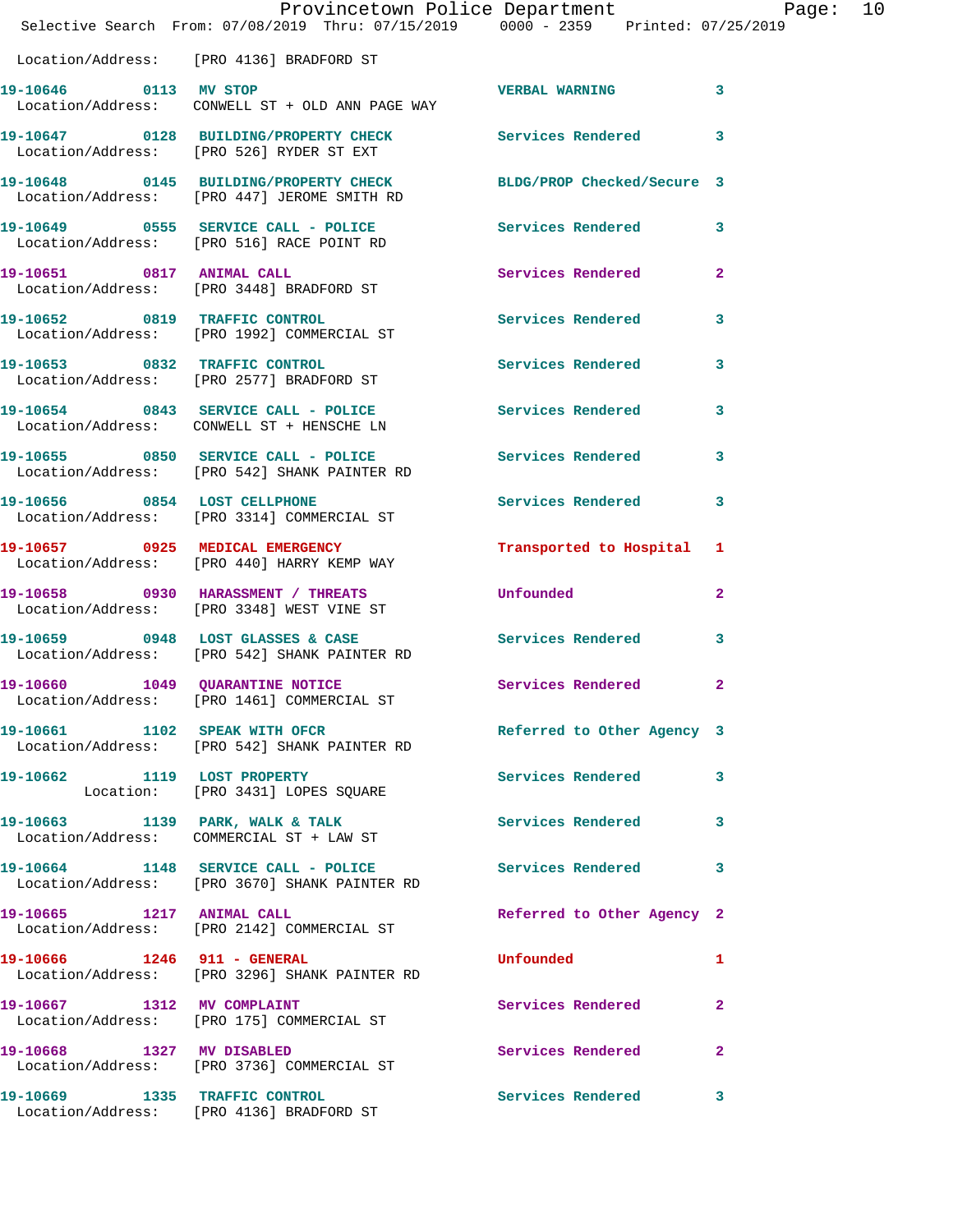Location/Address: [PRO 4136] BRADFORD ST

**19-10646** 0113 **MV STOP** VERBAL WARNING 3
Location/Address: CONWELL ST + OLD ANN PAGE WAY

**19-10647** 0128 **BUILDING/PROPERTY CHECK** Services Rendered 3
Location/Address: [PRO 526] RYDER ST EXT

**19-10648** 0145 **BUILDING/PROPERTY CHECK** BLDG/PROP Checked/Secure 3
Location/Address: [PRO 447] JEROME SMITH RD

**19-10649** 0555 **SERVICE CALL - POLICE** Services Rendered 3
Location/Address: [PRO 516] RACE POINT RD

**19-10651** 0817 **ANIMAL CALL** Services Rendered 2
Location/Address: [PRO 3448] BRADFORD ST

**19-10652** 0819 **TRAFFIC CONTROL** Services Rendered 3
Location/Address: [PRO 1992] COMMERCIAL ST

**19-10653** 0832 **TRAFFIC CONTROL** Services Rendered 3
Location/Address: [PRO 2577] BRADFORD ST

**19-10654** 0843 **SERVICE CALL - POLICE** Services Rendered 3
Location/Address: CONWELL ST + HENSCHE LN

**19-10655** 0850 **SERVICE CALL - POLICE** Services Rendered 3
Location/Address: [PRO 542] SHANK PAINTER RD

**19-10656** 0854 **LOST CELLPHONE** Services Rendered 3
Location/Address: [PRO 3314] COMMERCIAL ST

**19-10657** 0925 **MEDICAL EMERGENCY** Transported to Hospital 1
Location/Address: [PRO 440] HARRY KEMP WAY

**19-10658** 0930 **HARASSMENT / THREATS** Unfounded 2
Location/Address: [PRO 3348] WEST VINE ST

**19-10659** 0948 **LOST GLASSES & CASE** Services Rendered 3
Location/Address: [PRO 542] SHANK PAINTER RD

**19-10660** 1049 **QUARANTINE NOTICE** Services Rendered 2
Location/Address: [PRO 1461] COMMERCIAL ST

**19-10661** 1102 **SPEAK WITH OFCR** Referred to Other Agency 3
Location/Address: [PRO 542] SHANK PAINTER RD

**19-10662** 1119 **LOST PROPERTY** Services Rendered 3
Location: [PRO 3431] LOPES SQUARE

**19-10663** 1139 **PARK, WALK & TALK** Services Rendered 3
Location/Address: COMMERCIAL ST + LAW ST

**19-10664** 1148 **SERVICE CALL - POLICE** Services Rendered 3
Location/Address: [PRO 3670] SHANK PAINTER RD

**19-10665** 1217 **ANIMAL CALL** Referred to Other Agency 2
Location/Address: [PRO 2142] COMMERCIAL ST

**19-10666** 1246 **911 - GENERAL** Unfounded 1
Location/Address: [PRO 3296] SHANK PAINTER RD

**19-10667** 1312 **MV COMPLAINT** Services Rendered 2
Location/Address: [PRO 175] COMMERCIAL ST

**19-10668** 1327 **MV DISABLED** Services Rendered 2
Location/Address: [PRO 3736] COMMERCIAL ST

**19-10669** 1335 **TRAFFIC CONTROL** Services Rendered 3
Location/Address: [PRO 4136] BRADFORD ST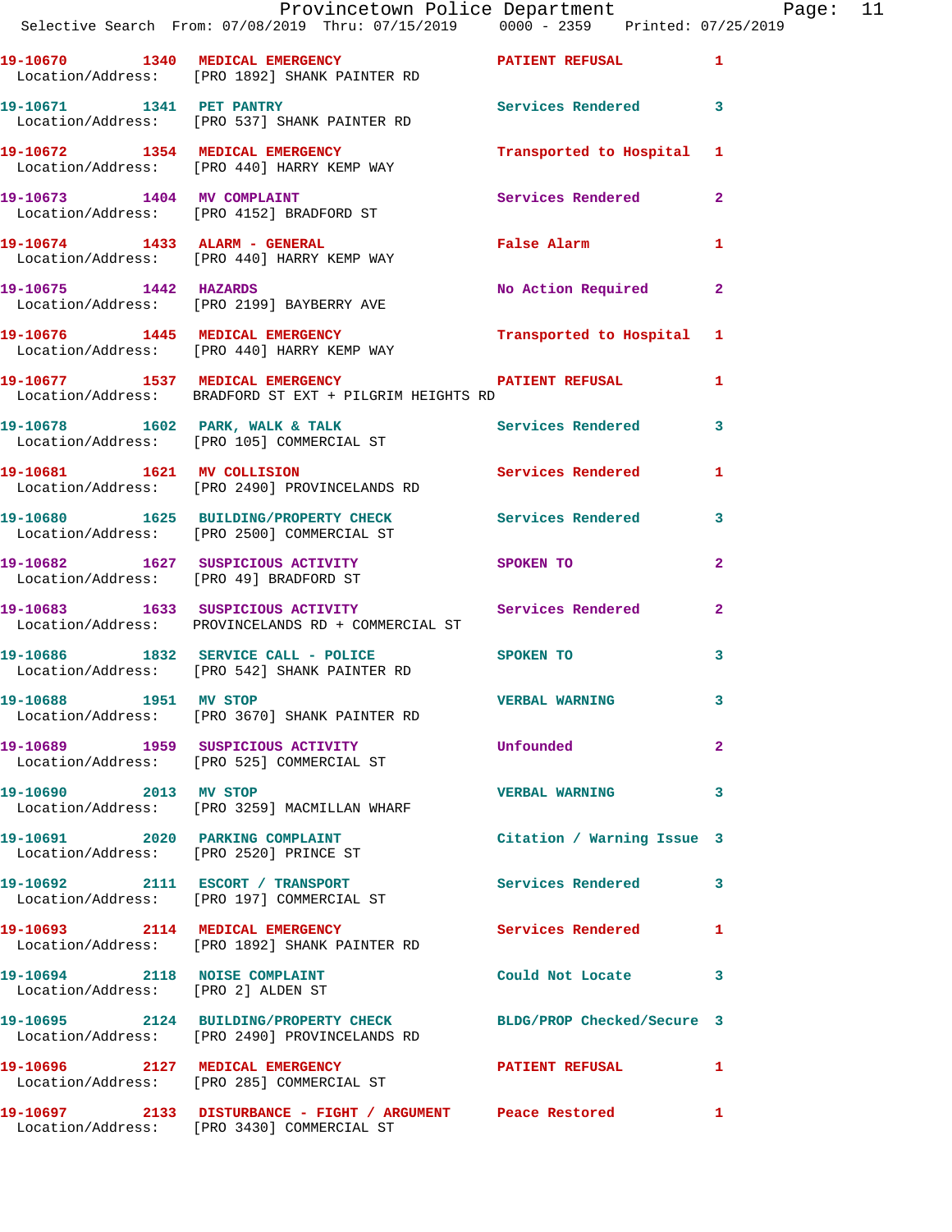| Call Number | Time | Call Reason | Action | Priority |
|---|---|---|---|---|
| 19-10670 | 1340 | MEDICAL EMERGENCY | PATIENT REFUSAL | 1 |
| Location/Address: | | [PRO 1892] SHANK PAINTER RD | | |
| 19-10671 | 1341 | PET PANTRY | Services Rendered | 3 |
| Location/Address: | | [PRO 537] SHANK PAINTER RD | | |
| 19-10672 | 1354 | MEDICAL EMERGENCY | Transported to Hospital | 1 |
| Location/Address: | | [PRO 440] HARRY KEMP WAY | | |
| 19-10673 | 1404 | MV COMPLAINT | Services Rendered | 2 |
| Location/Address: | | [PRO 4152] BRADFORD ST | | |
| 19-10674 | 1433 | ALARM - GENERAL | False Alarm | 1 |
| Location/Address: | | [PRO 440] HARRY KEMP WAY | | |
| 19-10675 | 1442 | HAZARDS | No Action Required | 2 |
| Location/Address: | | [PRO 2199] BAYBERRY AVE | | |
| 19-10676 | 1445 | MEDICAL EMERGENCY | Transported to Hospital | 1 |
| Location/Address: | | [PRO 440] HARRY KEMP WAY | | |
| 19-10677 | 1537 | MEDICAL EMERGENCY | PATIENT REFUSAL | 1 |
| Location/Address: | | BRADFORD ST EXT + PILGRIM HEIGHTS RD | | |
| 19-10678 | 1602 | PARK, WALK & TALK | Services Rendered | 3 |
| Location/Address: | | [PRO 105] COMMERCIAL ST | | |
| 19-10681 | 1621 | MV COLLISION | Services Rendered | 1 |
| Location/Address: | | [PRO 2490] PROVINCELANDS RD | | |
| 19-10680 | 1625 | BUILDING/PROPERTY CHECK | Services Rendered | 3 |
| Location/Address: | | [PRO 2500] COMMERCIAL ST | | |
| 19-10682 | 1627 | SUSPICIOUS ACTIVITY | SPOKEN TO | 2 |
| Location/Address: | | [PRO 49] BRADFORD ST | | |
| 19-10683 | 1633 | SUSPICIOUS ACTIVITY | Services Rendered | 2 |
| Location/Address: | | PROVINCELANDS RD + COMMERCIAL ST | | |
| 19-10686 | 1832 | SERVICE CALL - POLICE | SPOKEN TO | 3 |
| Location/Address: | | [PRO 542] SHANK PAINTER RD | | |
| 19-10688 | 1951 | MV STOP | VERBAL WARNING | 3 |
| Location/Address: | | [PRO 3670] SHANK PAINTER RD | | |
| 19-10689 | 1959 | SUSPICIOUS ACTIVITY | Unfounded | 2 |
| Location/Address: | | [PRO 525] COMMERCIAL ST | | |
| 19-10690 | 2013 | MV STOP | VERBAL WARNING | 3 |
| Location/Address: | | [PRO 3259] MACMILLAN WHARF | | |
| 19-10691 | 2020 | PARKING COMPLAINT | Citation / Warning Issue | 3 |
| Location/Address: | | [PRO 2520] PRINCE ST | | |
| 19-10692 | 2111 | ESCORT / TRANSPORT | Services Rendered | 3 |
| Location/Address: | | [PRO 197] COMMERCIAL ST | | |
| 19-10693 | 2114 | MEDICAL EMERGENCY | Services Rendered | 1 |
| Location/Address: | | [PRO 1892] SHANK PAINTER RD | | |
| 19-10694 | 2118 | NOISE COMPLAINT | Could Not Locate | 3 |
| Location/Address: | | [PRO 2] ALDEN ST | | |
| 19-10695 | 2124 | BUILDING/PROPERTY CHECK | BLDG/PROP Checked/Secure | 3 |
| Location/Address: | | [PRO 2490] PROVINCELANDS RD | | |
| 19-10696 | 2127 | MEDICAL EMERGENCY | PATIENT REFUSAL | 1 |
| Location/Address: | | [PRO 285] COMMERCIAL ST | | |
| 19-10697 | 2133 | DISTURBANCE - FIGHT / ARGUMENT | Peace Restored | 1 |
| Location/Address: | | [PRO 3430] COMMERCIAL ST | | |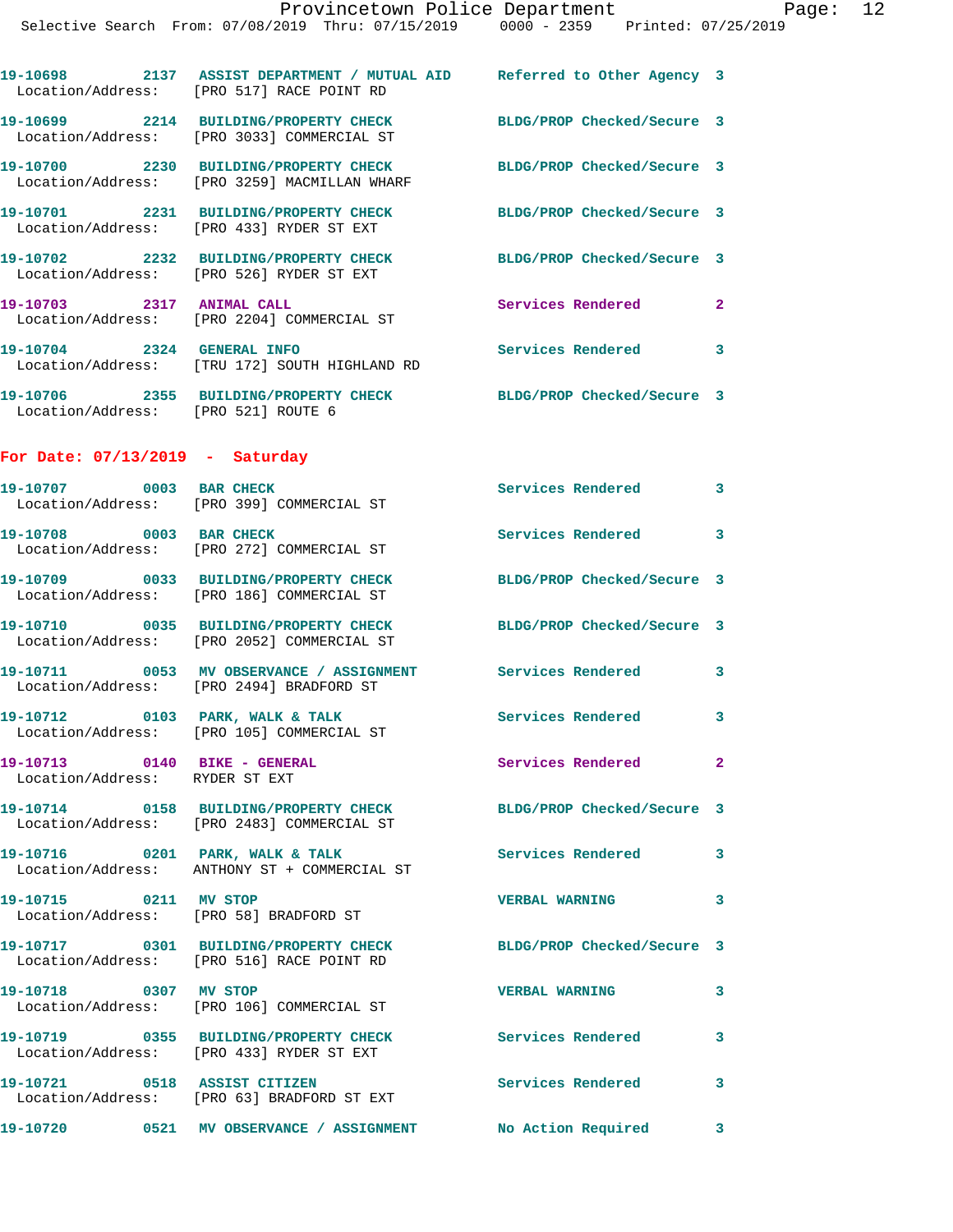19-10698 2137 ASSIST DEPARTMENT / MUTUAL AID Referred to Other Agency 3
Location/Address: [PRO 517] RACE POINT RD

19-10699 2214 BUILDING/PROPERTY CHECK BLDG/PROP Checked/Secure 3
Location/Address: [PRO 3033] COMMERCIAL ST

19-10700 2230 BUILDING/PROPERTY CHECK BLDG/PROP Checked/Secure 3
Location/Address: [PRO 3259] MACMILLAN WHARF

19-10701 2231 BUILDING/PROPERTY CHECK BLDG/PROP Checked/Secure 3
Location/Address: [PRO 433] RYDER ST EXT

19-10702 2232 BUILDING/PROPERTY CHECK BLDG/PROP Checked/Secure 3
Location/Address: [PRO 526] RYDER ST EXT

19-10703 2317 ANIMAL CALL Services Rendered 2
Location/Address: [PRO 2204] COMMERCIAL ST

19-10704 2324 GENERAL INFO Services Rendered 3
Location/Address: [TRU 172] SOUTH HIGHLAND RD

19-10706 2355 BUILDING/PROPERTY CHECK BLDG/PROP Checked/Secure 3
Location/Address: [PRO 521] ROUTE 6

## For Date: 07/13/2019 - Saturday

19-10707 0003 BAR CHECK Services Rendered 3
Location/Address: [PRO 399] COMMERCIAL ST

19-10708 0003 BAR CHECK Services Rendered 3
Location/Address: [PRO 272] COMMERCIAL ST

19-10709 0033 BUILDING/PROPERTY CHECK BLDG/PROP Checked/Secure 3
Location/Address: [PRO 186] COMMERCIAL ST

19-10710 0035 BUILDING/PROPERTY CHECK BLDG/PROP Checked/Secure 3
Location/Address: [PRO 2052] COMMERCIAL ST

19-10711 0053 MV OBSERVANCE / ASSIGNMENT Services Rendered 3
Location/Address: [PRO 2494] BRADFORD ST

19-10712 0103 PARK, WALK & TALK Services Rendered 3
Location/Address: [PRO 105] COMMERCIAL ST

19-10713 0140 BIKE - GENERAL Services Rendered 2
Location/Address: RYDER ST EXT

19-10714 0158 BUILDING/PROPERTY CHECK BLDG/PROP Checked/Secure 3
Location/Address: [PRO 2483] COMMERCIAL ST

19-10716 0201 PARK, WALK & TALK Services Rendered 3
Location/Address: ANTHONY ST + COMMERCIAL ST

19-10715 0211 MV STOP VERBAL WARNING 3
Location/Address: [PRO 58] BRADFORD ST

19-10717 0301 BUILDING/PROPERTY CHECK BLDG/PROP Checked/Secure 3
Location/Address: [PRO 516] RACE POINT RD

19-10718 0307 MV STOP VERBAL WARNING 3
Location/Address: [PRO 106] COMMERCIAL ST

19-10719 0355 BUILDING/PROPERTY CHECK Services Rendered 3
Location/Address: [PRO 433] RYDER ST EXT

19-10721 0518 ASSIST CITIZEN Services Rendered 3
Location/Address: [PRO 63] BRADFORD ST EXT

19-10720 0521 MV OBSERVANCE / ASSIGNMENT No Action Required 3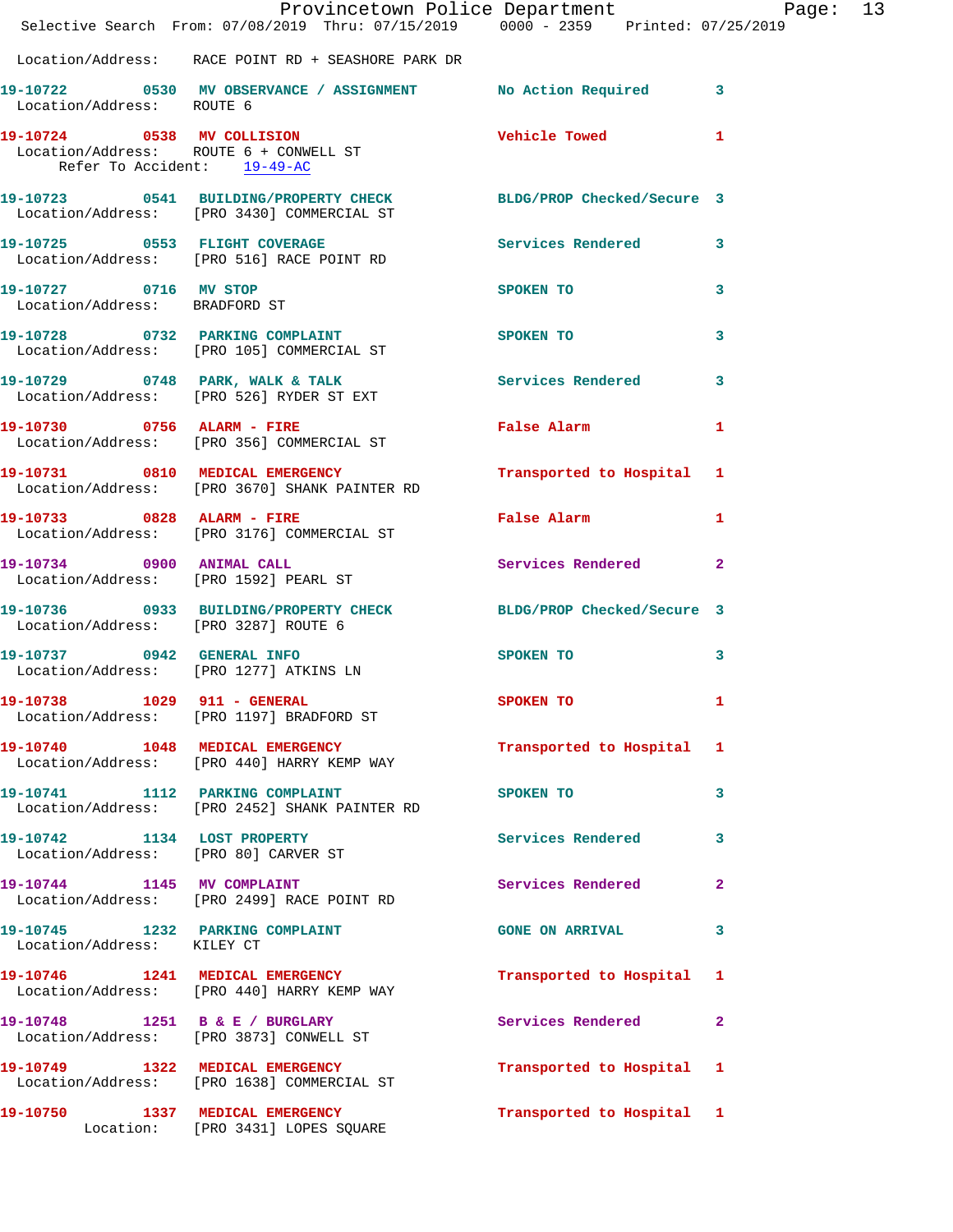Location/Address: RACE POINT RD + SEASHORE PARK DR

**19-10722** 0530 **MV OBSERVANCE / ASSIGNMENT** No Action Required 3
Location/Address: ROUTE 6

**19-10724** 0538 **MV COLLISION** Vehicle Towed 1
Location/Address: ROUTE 6 + CONWELL ST
Refer To Accident: 19-49-AC

**19-10723** 0541 **BUILDING/PROPERTY CHECK** BLDG/PROP Checked/Secure 3
Location/Address: [PRO 3430] COMMERCIAL ST

**19-10725** 0553 **FLIGHT COVERAGE** Services Rendered 3
Location/Address: [PRO 516] RACE POINT RD

**19-10727** 0716 **MV STOP** SPOKEN TO 3
Location/Address: BRADFORD ST

**19-10728** 0732 **PARKING COMPLAINT** SPOKEN TO 3
Location/Address: [PRO 105] COMMERCIAL ST

**19-10729** 0748 **PARK, WALK & TALK** Services Rendered 3
Location/Address: [PRO 526] RYDER ST EXT

**19-10730** 0756 **ALARM - FIRE** False Alarm 1
Location/Address: [PRO 356] COMMERCIAL ST

**19-10731** 0810 **MEDICAL EMERGENCY** Transported to Hospital 1
Location/Address: [PRO 3670] SHANK PAINTER RD

**19-10733** 0828 **ALARM - FIRE** False Alarm 1
Location/Address: [PRO 3176] COMMERCIAL ST

**19-10734** 0900 **ANIMAL CALL** Services Rendered 2
Location/Address: [PRO 1592] PEARL ST

**19-10736** 0933 **BUILDING/PROPERTY CHECK** BLDG/PROP Checked/Secure 3
Location/Address: [PRO 3287] ROUTE 6

**19-10737** 0942 **GENERAL INFO** SPOKEN TO 3
Location/Address: [PRO 1277] ATKINS LN

**19-10738** 1029 **911 - GENERAL** SPOKEN TO 1
Location/Address: [PRO 1197] BRADFORD ST

**19-10740** 1048 **MEDICAL EMERGENCY** Transported to Hospital 1
Location/Address: [PRO 440] HARRY KEMP WAY

**19-10741** 1112 **PARKING COMPLAINT** SPOKEN TO 3
Location/Address: [PRO 2452] SHANK PAINTER RD

**19-10742** 1134 **LOST PROPERTY** Services Rendered 3
Location/Address: [PRO 80] CARVER ST

**19-10744** 1145 **MV COMPLAINT** Services Rendered 2
Location/Address: [PRO 2499] RACE POINT RD

**19-10745** 1232 **PARKING COMPLAINT** GONE ON ARRIVAL 3
Location/Address: KILEY CT

**19-10746** 1241 **MEDICAL EMERGENCY** Transported to Hospital 1
Location/Address: [PRO 440] HARRY KEMP WAY

**19-10748** 1251 **B & E / BURGLARY** Services Rendered 2
Location/Address: [PRO 3873] CONWELL ST

**19-10749** 1322 **MEDICAL EMERGENCY** Transported to Hospital 1
Location/Address: [PRO 1638] COMMERCIAL ST

**19-10750** 1337 **MEDICAL EMERGENCY** Transported to Hospital 1
Location: [PRO 3431] LOPES SQUARE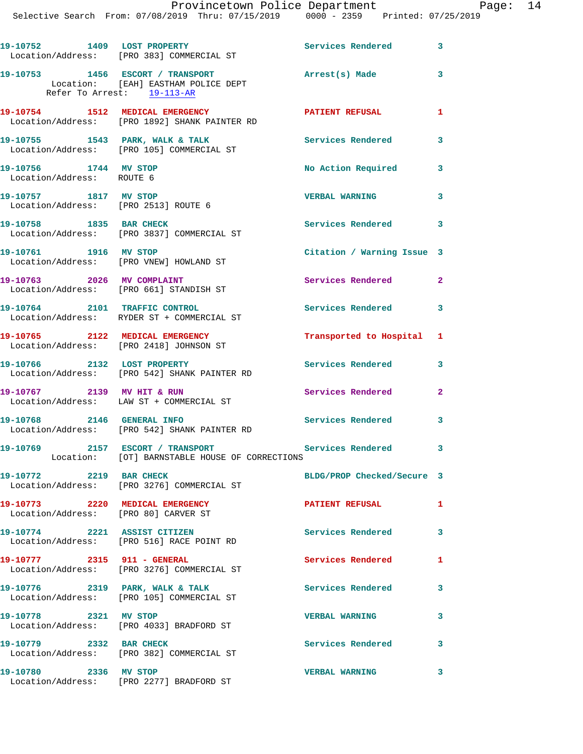19-10752 1409 LOST PROPERTY Services Rendered 3
Location/Address: [PRO 383] COMMERCIAL ST

19-10753 1456 ESCORT / TRANSPORT Arrest(s) Made 3
Location: [EAH] EASTHAM POLICE DEPT
Refer To Arrest: 19-113-AR

19-10754 1512 MEDICAL EMERGENCY PATIENT REFUSAL 1
Location/Address: [PRO 1892] SHANK PAINTER RD

19-10755 1543 PARK, WALK & TALK Services Rendered 3
Location/Address: [PRO 105] COMMERCIAL ST

19-10756 1744 MV STOP No Action Required 3
Location/Address: ROUTE 6

19-10757 1817 MV STOP VERBAL WARNING 3
Location/Address: [PRO 2513] ROUTE 6

19-10758 1835 BAR CHECK Services Rendered 3
Location/Address: [PRO 3837] COMMERCIAL ST

19-10761 1916 MV STOP Citation / Warning Issue 3
Location/Address: [PRO VNEW] HOWLAND ST

19-10763 2026 MV COMPLAINT Services Rendered 2
Location/Address: [PRO 661] STANDISH ST

19-10764 2101 TRAFFIC CONTROL Services Rendered 3
Location/Address: RYDER ST + COMMERCIAL ST

19-10765 2122 MEDICAL EMERGENCY Transported to Hospital 1
Location/Address: [PRO 2418] JOHNSON ST

19-10766 2132 LOST PROPERTY Services Rendered 3
Location/Address: [PRO 542] SHANK PAINTER RD

19-10767 2139 MV HIT & RUN Services Rendered 2
Location/Address: LAW ST + COMMERCIAL ST

19-10768 2146 GENERAL INFO Services Rendered 3
Location/Address: [PRO 542] SHANK PAINTER RD

19-10769 2157 ESCORT / TRANSPORT Services Rendered 3
Location: [OT] BARNSTABLE HOUSE OF CORRECTIONS

19-10772 2219 BAR CHECK BLDG/PROP Checked/Secure 3
Location/Address: [PRO 3276] COMMERCIAL ST

19-10773 2220 MEDICAL EMERGENCY PATIENT REFUSAL 1
Location/Address: [PRO 80] CARVER ST

19-10774 2221 ASSIST CITIZEN Services Rendered 3
Location/Address: [PRO 516] RACE POINT RD

19-10777 2315 911 - GENERAL Services Rendered 1
Location/Address: [PRO 3276] COMMERCIAL ST

19-10776 2319 PARK, WALK & TALK Services Rendered 3
Location/Address: [PRO 105] COMMERCIAL ST

19-10778 2321 MV STOP VERBAL WARNING 3
Location/Address: [PRO 4033] BRADFORD ST

19-10779 2332 BAR CHECK Services Rendered 3
Location/Address: [PRO 382] COMMERCIAL ST

19-10780 2336 MV STOP VERBAL WARNING 3
Location/Address: [PRO 2277] BRADFORD ST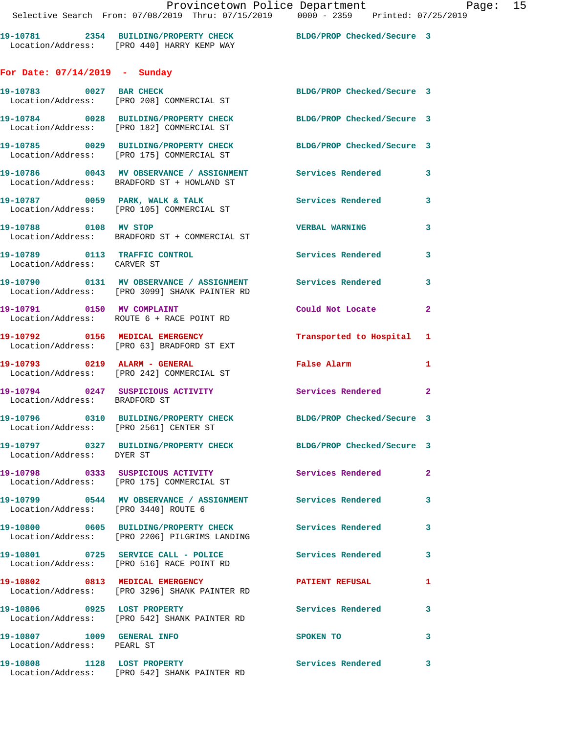19-10781 2354 BUILDING/PROPERTY CHECK BLDG/PROP Checked/Secure 3
Location/Address: [PRO 440] HARRY KEMP WAY

**For Date: 07/14/2019 - Sunday**

19-10783 0027 BAR CHECK BLDG/PROP Checked/Secure 3
Location/Address: [PRO 208] COMMERCIAL ST

19-10784 0028 BUILDING/PROPERTY CHECK BLDG/PROP Checked/Secure 3
Location/Address: [PRO 182] COMMERCIAL ST

19-10785 0029 BUILDING/PROPERTY CHECK BLDG/PROP Checked/Secure 3
Location/Address: [PRO 175] COMMERCIAL ST

19-10786 0043 MV OBSERVANCE / ASSIGNMENT Services Rendered 3
Location/Address: BRADFORD ST + HOWLAND ST

19-10787 0059 PARK, WALK & TALK Services Rendered 3
Location/Address: [PRO 105] COMMERCIAL ST

19-10788 0108 MV STOP VERBAL WARNING 3
Location/Address: BRADFORD ST + COMMERCIAL ST

19-10789 0113 TRAFFIC CONTROL Services Rendered 3
Location/Address: CARVER ST

19-10790 0131 MV OBSERVANCE / ASSIGNMENT Services Rendered 3
Location/Address: [PRO 3099] SHANK PAINTER RD

19-10791 0150 MV COMPLAINT Could Not Locate 2
Location/Address: ROUTE 6 + RACE POINT RD

19-10792 0156 MEDICAL EMERGENCY Transported to Hospital 1
Location/Address: [PRO 63] BRADFORD ST EXT

19-10793 0219 ALARM - GENERAL False Alarm 1
Location/Address: [PRO 242] COMMERCIAL ST

19-10794 0247 SUSPICIOUS ACTIVITY Services Rendered 2
Location/Address: BRADFORD ST

19-10796 0310 BUILDING/PROPERTY CHECK BLDG/PROP Checked/Secure 3
Location/Address: [PRO 2561] CENTER ST

19-10797 0327 BUILDING/PROPERTY CHECK BLDG/PROP Checked/Secure 3
Location/Address: DYER ST

19-10798 0333 SUSPICIOUS ACTIVITY Services Rendered 2
Location/Address: [PRO 175] COMMERCIAL ST

19-10799 0544 MV OBSERVANCE / ASSIGNMENT Services Rendered 3
Location/Address: [PRO 3440] ROUTE 6

19-10800 0605 BUILDING/PROPERTY CHECK Services Rendered 3
Location/Address: [PRO 2206] PILGRIMS LANDING

19-10801 0725 SERVICE CALL - POLICE Services Rendered 3
Location/Address: [PRO 516] RACE POINT RD

19-10802 0813 MEDICAL EMERGENCY PATIENT REFUSAL 1
Location/Address: [PRO 3296] SHANK PAINTER RD

19-10806 0925 LOST PROPERTY Services Rendered 3
Location/Address: [PRO 542] SHANK PAINTER RD

19-10807 1009 GENERAL INFO SPOKEN TO 3
Location/Address: PEARL ST

19-10808 1128 LOST PROPERTY Services Rendered 3
Location/Address: [PRO 542] SHANK PAINTER RD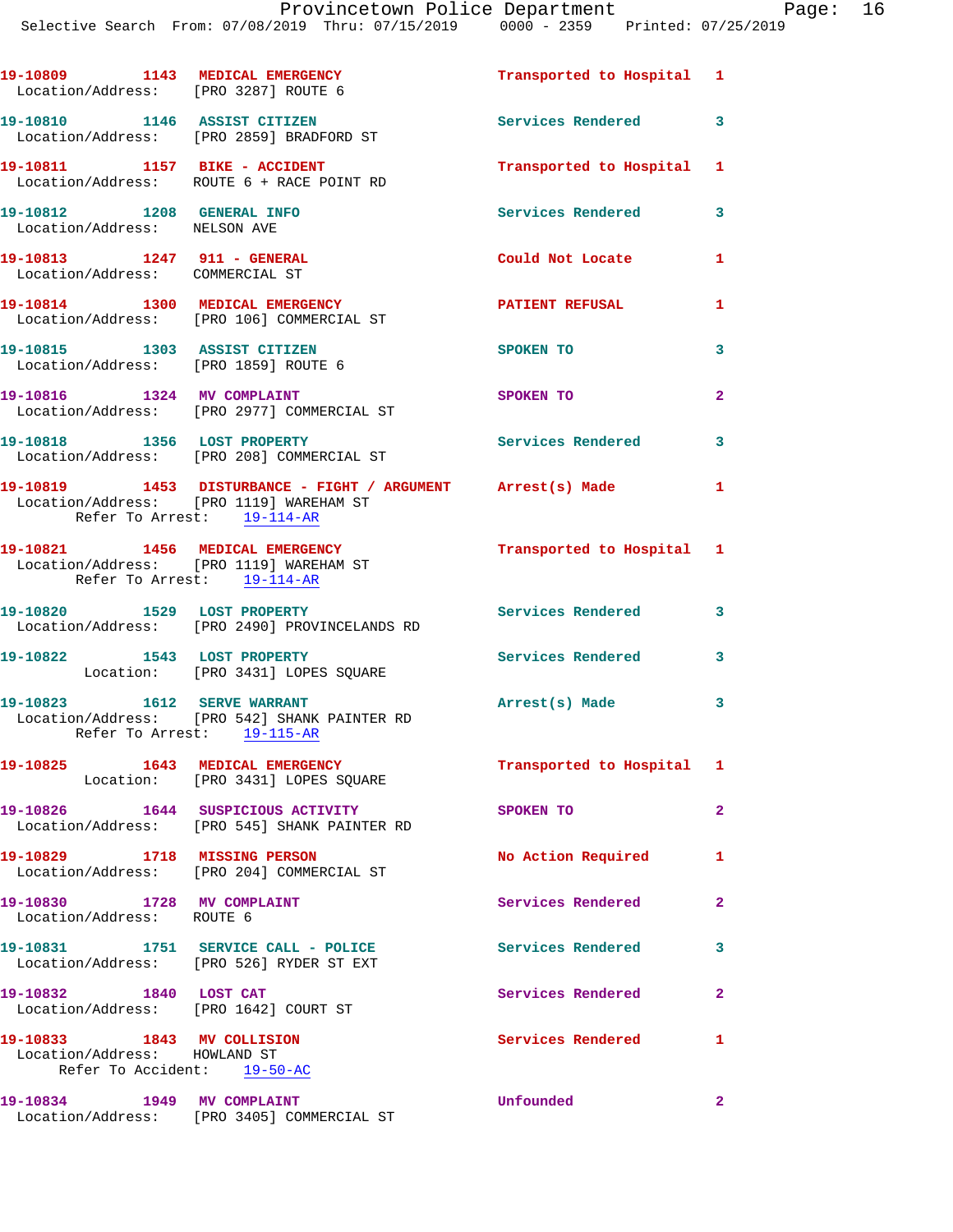19-10809 1143 MEDICAL EMERGENCY Transported to Hospital 1
Location/Address: [PRO 3287] ROUTE 6

19-10810 1146 ASSIST CITIZEN Services Rendered 3
Location/Address: [PRO 2859] BRADFORD ST

19-10811 1157 BIKE - ACCIDENT Transported to Hospital 1
Location/Address: ROUTE 6 + RACE POINT RD

19-10812 1208 GENERAL INFO Services Rendered 3
Location/Address: NELSON AVE

19-10813 1247 911 - GENERAL Could Not Locate 1
Location/Address: COMMERCIAL ST

19-10814 1300 MEDICAL EMERGENCY PATIENT REFUSAL 1
Location/Address: [PRO 106] COMMERCIAL ST

19-10815 1303 ASSIST CITIZEN SPOKEN TO 3
Location/Address: [PRO 1859] ROUTE 6

19-10816 1324 MV COMPLAINT SPOKEN TO 2
Location/Address: [PRO 2977] COMMERCIAL ST

19-10818 1356 LOST PROPERTY Services Rendered 3
Location/Address: [PRO 208] COMMERCIAL ST

19-10819 1453 DISTURBANCE - FIGHT / ARGUMENT Arrest(s) Made 1
Location/Address: [PRO 1119] WAREHAM ST
Refer To Arrest: 19-114-AR

19-10821 1456 MEDICAL EMERGENCY Transported to Hospital 1
Location/Address: [PRO 1119] WAREHAM ST
Refer To Arrest: 19-114-AR

19-10820 1529 LOST PROPERTY Services Rendered 3
Location/Address: [PRO 2490] PROVINCELANDS RD

19-10822 1543 LOST PROPERTY Services Rendered 3
Location: [PRO 3431] LOPES SQUARE

19-10823 1612 SERVE WARRANT Arrest(s) Made 3
Location/Address: [PRO 542] SHANK PAINTER RD
Refer To Arrest: 19-115-AR

19-10825 1643 MEDICAL EMERGENCY Transported to Hospital 1
Location: [PRO 3431] LOPES SQUARE

19-10826 1644 SUSPICIOUS ACTIVITY SPOKEN TO 2
Location/Address: [PRO 545] SHANK PAINTER RD

19-10829 1718 MISSING PERSON No Action Required 1
Location/Address: [PRO 204] COMMERCIAL ST

19-10830 1728 MV COMPLAINT Services Rendered 2
Location/Address: ROUTE 6

19-10831 1751 SERVICE CALL - POLICE Services Rendered 3
Location/Address: [PRO 526] RYDER ST EXT

19-10832 1840 LOST CAT Services Rendered 2
Location/Address: [PRO 1642] COURT ST

19-10833 1843 MV COLLISION Services Rendered 1
Location/Address: HOWLAND ST
Refer To Accident: 19-50-AC

19-10834 1949 MV COMPLAINT Unfounded 2
Location/Address: [PRO 3405] COMMERCIAL ST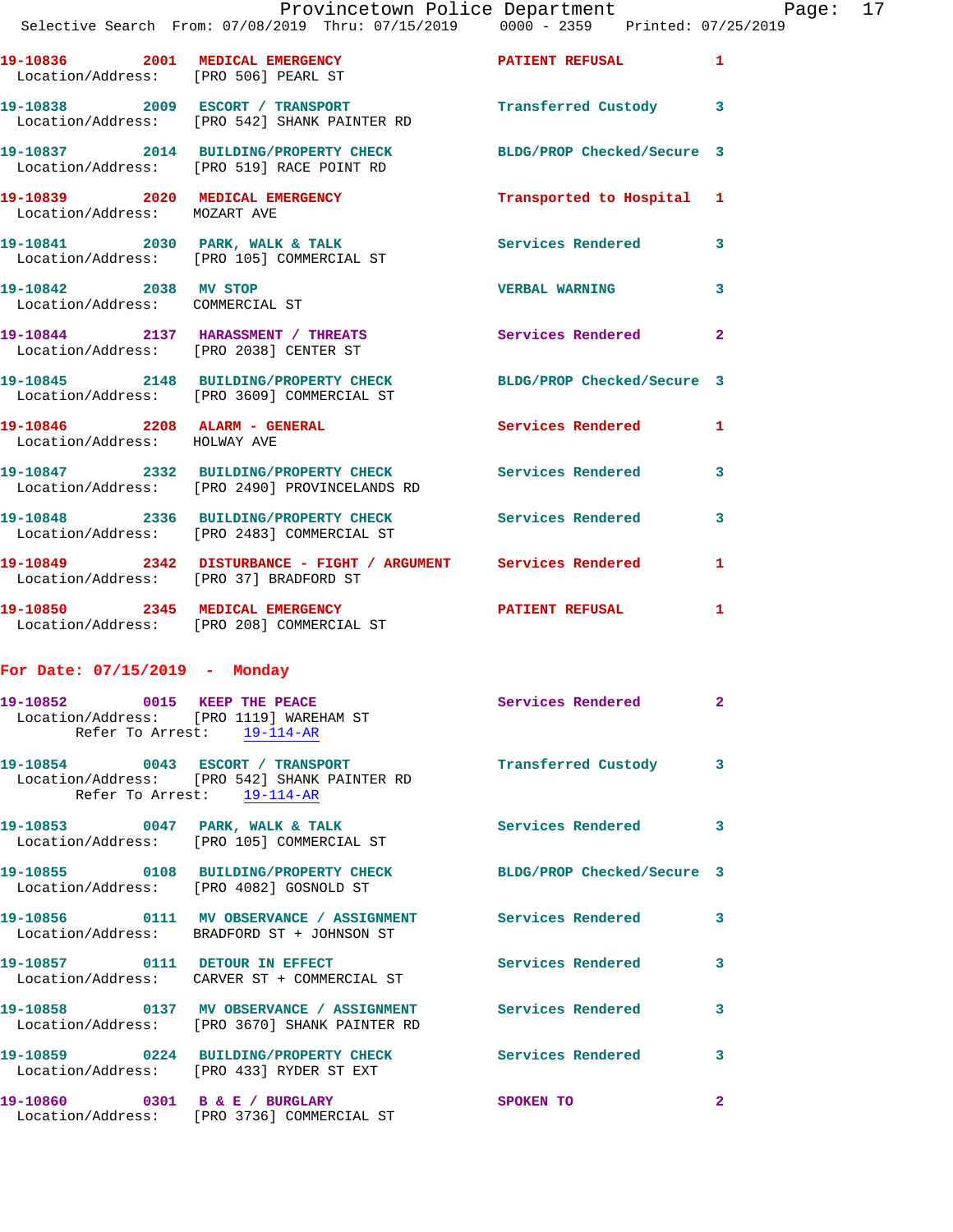19-10836 2001 MEDICAL EMERGENCY PATIENT REFUSAL 1
Location/Address: [PRO 506] PEARL ST

19-10838 2009 ESCORT / TRANSPORT Transferred Custody 3
Location/Address: [PRO 542] SHANK PAINTER RD

19-10837 2014 BUILDING/PROPERTY CHECK BLDG/PROP Checked/Secure 3
Location/Address: [PRO 519] RACE POINT RD

19-10839 2020 MEDICAL EMERGENCY Transported to Hospital 1
Location/Address: MOZART AVE

19-10841 2030 PARK, WALK & TALK Services Rendered 3
Location/Address: [PRO 105] COMMERCIAL ST

19-10842 2038 MV STOP VERBAL WARNING 3
Location/Address: COMMERCIAL ST

19-10844 2137 HARASSMENT / THREATS Services Rendered 2
Location/Address: [PRO 2038] CENTER ST

19-10845 2148 BUILDING/PROPERTY CHECK BLDG/PROP Checked/Secure 3
Location/Address: [PRO 3609] COMMERCIAL ST

19-10846 2208 ALARM - GENERAL Services Rendered 1
Location/Address: HOLWAY AVE

19-10847 2332 BUILDING/PROPERTY CHECK Services Rendered 3
Location/Address: [PRO 2490] PROVINCELANDS RD

19-10848 2336 BUILDING/PROPERTY CHECK Services Rendered 3
Location/Address: [PRO 2483] COMMERCIAL ST

19-10849 2342 DISTURBANCE - FIGHT / ARGUMENT Services Rendered 1
Location/Address: [PRO 37] BRADFORD ST

19-10850 2345 MEDICAL EMERGENCY PATIENT REFUSAL 1
Location/Address: [PRO 208] COMMERCIAL ST

## For Date: 07/15/2019 - Monday

19-10852 0015 KEEP THE PEACE Services Rendered 2
Location/Address: [PRO 1119] WAREHAM ST
Refer To Arrest: 19-114-AR

19-10854 0043 ESCORT / TRANSPORT Transferred Custody 3
Location/Address: [PRO 542] SHANK PAINTER RD
Refer To Arrest: 19-114-AR

19-10853 0047 PARK, WALK & TALK Services Rendered 3
Location/Address: [PRO 105] COMMERCIAL ST

19-10855 0108 BUILDING/PROPERTY CHECK BLDG/PROP Checked/Secure 3
Location/Address: [PRO 4082] GOSNOLD ST

19-10856 0111 MV OBSERVANCE / ASSIGNMENT Services Rendered 3
Location/Address: BRADFORD ST + JOHNSON ST

19-10857 0111 DETOUR IN EFFECT Services Rendered 3
Location/Address: CARVER ST + COMMERCIAL ST

19-10858 0137 MV OBSERVANCE / ASSIGNMENT Services Rendered 3
Location/Address: [PRO 3670] SHANK PAINTER RD

19-10859 0224 BUILDING/PROPERTY CHECK Services Rendered 3
Location/Address: [PRO 433] RYDER ST EXT

19-10860 0301 B & E / BURGLARY SPOKEN TO 2
Location/Address: [PRO 3736] COMMERCIAL ST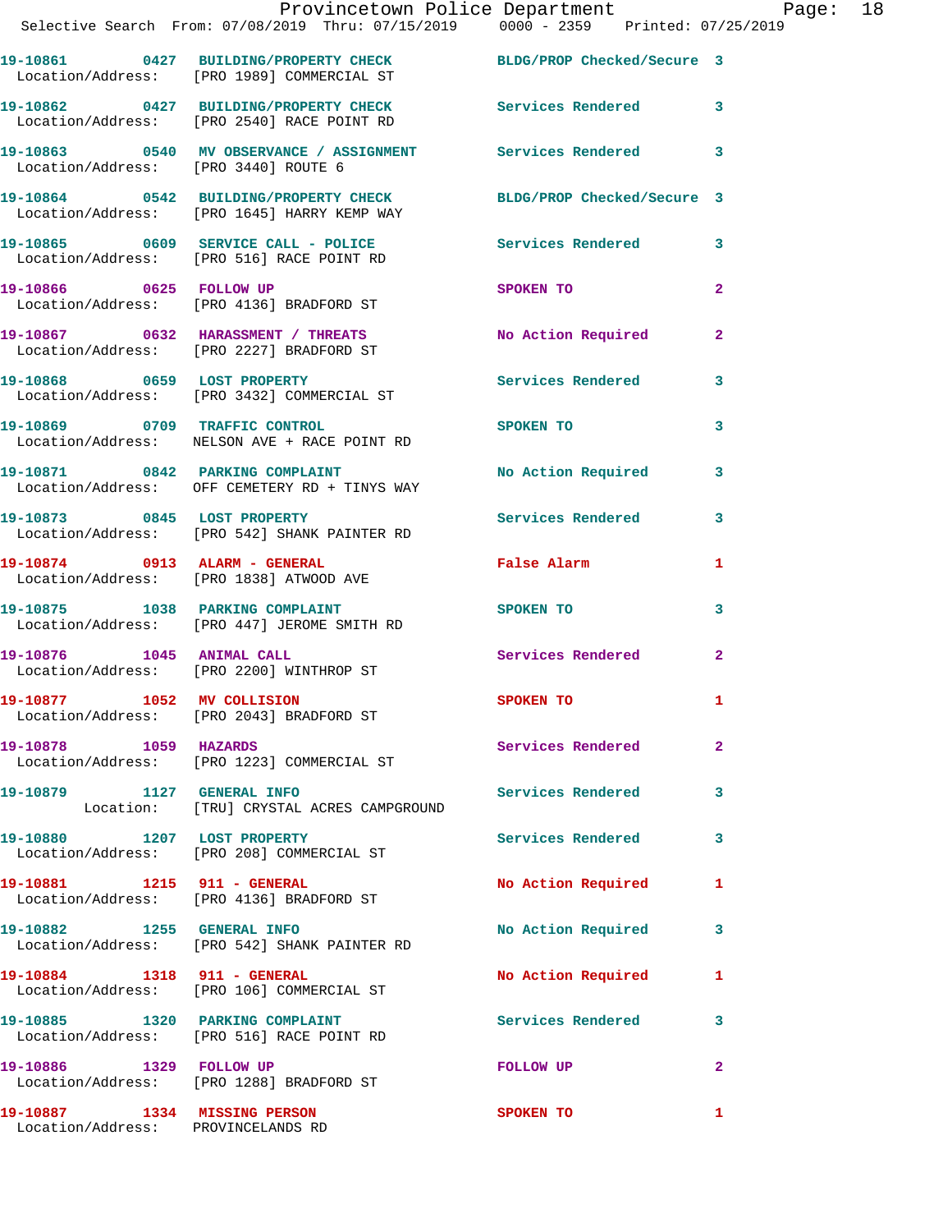19-10861 0427 BUILDING/PROPERTY CHECK BLDG/PROP Checked/Secure 3
Location/Address: [PRO 1989] COMMERCIAL ST

19-10862 0427 BUILDING/PROPERTY CHECK Services Rendered 3
Location/Address: [PRO 2540] RACE POINT RD

19-10863 0540 MV OBSERVANCE / ASSIGNMENT Services Rendered 3
Location/Address: [PRO 3440] ROUTE 6

19-10864 0542 BUILDING/PROPERTY CHECK BLDG/PROP Checked/Secure 3
Location/Address: [PRO 1645] HARRY KEMP WAY

19-10865 0609 SERVICE CALL - POLICE Services Rendered 3
Location/Address: [PRO 516] RACE POINT RD

19-10866 0625 FOLLOW UP SPOKEN TO 2
Location/Address: [PRO 4136] BRADFORD ST

19-10867 0632 HARASSMENT / THREATS No Action Required 2
Location/Address: [PRO 2227] BRADFORD ST

19-10868 0659 LOST PROPERTY Services Rendered 3
Location/Address: [PRO 3432] COMMERCIAL ST

19-10869 0709 TRAFFIC CONTROL SPOKEN TO 3
Location/Address: NELSON AVE + RACE POINT RD

19-10871 0842 PARKING COMPLAINT No Action Required 3
Location/Address: OFF CEMETERY RD + TINYS WAY

19-10873 0845 LOST PROPERTY Services Rendered 3
Location/Address: [PRO 542] SHANK PAINTER RD

19-10874 0913 ALARM - GENERAL False Alarm 1
Location/Address: [PRO 1838] ATWOOD AVE

19-10875 1038 PARKING COMPLAINT SPOKEN TO 3
Location/Address: [PRO 447] JEROME SMITH RD

19-10876 1045 ANIMAL CALL Services Rendered 2
Location/Address: [PRO 2200] WINTHROP ST

19-10877 1052 MV COLLISION SPOKEN TO 1
Location/Address: [PRO 2043] BRADFORD ST

19-10878 1059 HAZARDS Services Rendered 2
Location/Address: [PRO 1223] COMMERCIAL ST

19-10879 1127 GENERAL INFO Services Rendered 3
Location: [TRU] CRYSTAL ACRES CAMPGROUND

19-10880 1207 LOST PROPERTY Services Rendered 3
Location/Address: [PRO 208] COMMERCIAL ST

19-10881 1215 911 - GENERAL No Action Required 1
Location/Address: [PRO 4136] BRADFORD ST

19-10882 1255 GENERAL INFO No Action Required 3
Location/Address: [PRO 542] SHANK PAINTER RD

19-10884 1318 911 - GENERAL No Action Required 1
Location/Address: [PRO 106] COMMERCIAL ST

19-10885 1320 PARKING COMPLAINT Services Rendered 3
Location/Address: [PRO 516] RACE POINT RD

19-10886 1329 FOLLOW UP FOLLOW UP 2
Location/Address: [PRO 1288] BRADFORD ST

19-10887 1334 MISSING PERSON SPOKEN TO 1
Location/Address: PROVINCELANDS RD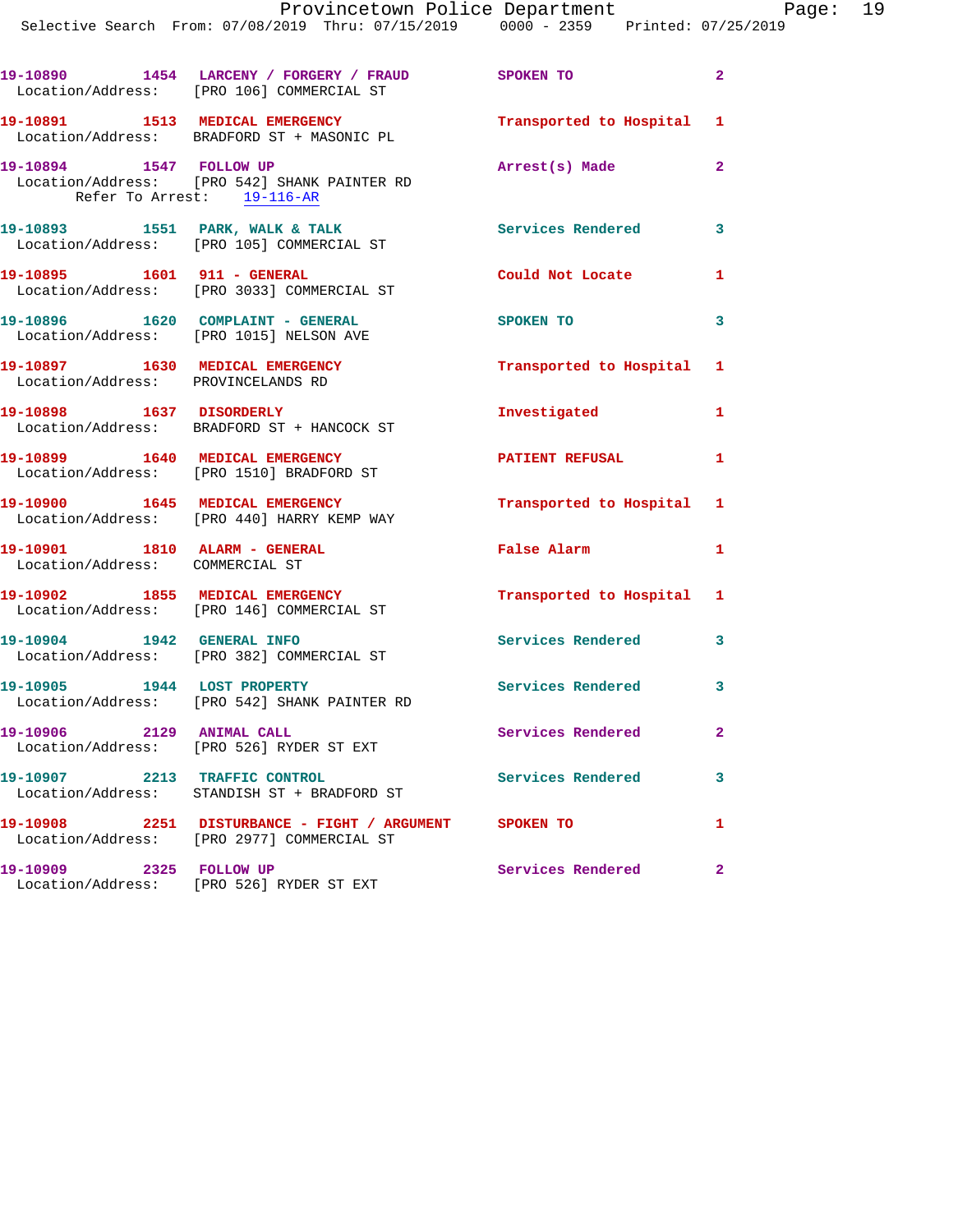19-10890 1454 LARCENY / FORGERY / FRAUD SPOKEN TO 2
Location/Address: [PRO 106] COMMERCIAL ST

19-10891 1513 MEDICAL EMERGENCY Transported to Hospital 1
Location/Address: BRADFORD ST + MASONIC PL

19-10894 1547 FOLLOW UP Arrest(s) Made 2
Location/Address: [PRO 542] SHANK PAINTER RD
Refer To Arrest: 19-116-AR

19-10893 1551 PARK, WALK & TALK Services Rendered 3
Location/Address: [PRO 105] COMMERCIAL ST

19-10895 1601 911 - GENERAL Could Not Locate 1
Location/Address: [PRO 3033] COMMERCIAL ST

19-10896 1620 COMPLAINT - GENERAL SPOKEN TO 3
Location/Address: [PRO 1015] NELSON AVE

19-10897 1630 MEDICAL EMERGENCY Transported to Hospital 1
Location/Address: PROVINCELANDS RD

19-10898 1637 DISORDERLY Investigated 1
Location/Address: BRADFORD ST + HANCOCK ST

19-10899 1640 MEDICAL EMERGENCY PATIENT REFUSAL 1
Location/Address: [PRO 1510] BRADFORD ST

19-10900 1645 MEDICAL EMERGENCY Transported to Hospital 1
Location/Address: [PRO 440] HARRY KEMP WAY

19-10901 1810 ALARM - GENERAL False Alarm 1
Location/Address: COMMERCIAL ST

19-10902 1855 MEDICAL EMERGENCY Transported to Hospital 1
Location/Address: [PRO 146] COMMERCIAL ST

19-10904 1942 GENERAL INFO Services Rendered 3
Location/Address: [PRO 382] COMMERCIAL ST

19-10905 1944 LOST PROPERTY Services Rendered 3
Location/Address: [PRO 542] SHANK PAINTER RD

19-10906 2129 ANIMAL CALL Services Rendered 2
Location/Address: [PRO 526] RYDER ST EXT

19-10907 2213 TRAFFIC CONTROL Services Rendered 3
Location/Address: STANDISH ST + BRADFORD ST

19-10908 2251 DISTURBANCE - FIGHT / ARGUMENT SPOKEN TO 1
Location/Address: [PRO 2977] COMMERCIAL ST

19-10909 2325 FOLLOW UP Services Rendered 2
Location/Address: [PRO 526] RYDER ST EXT